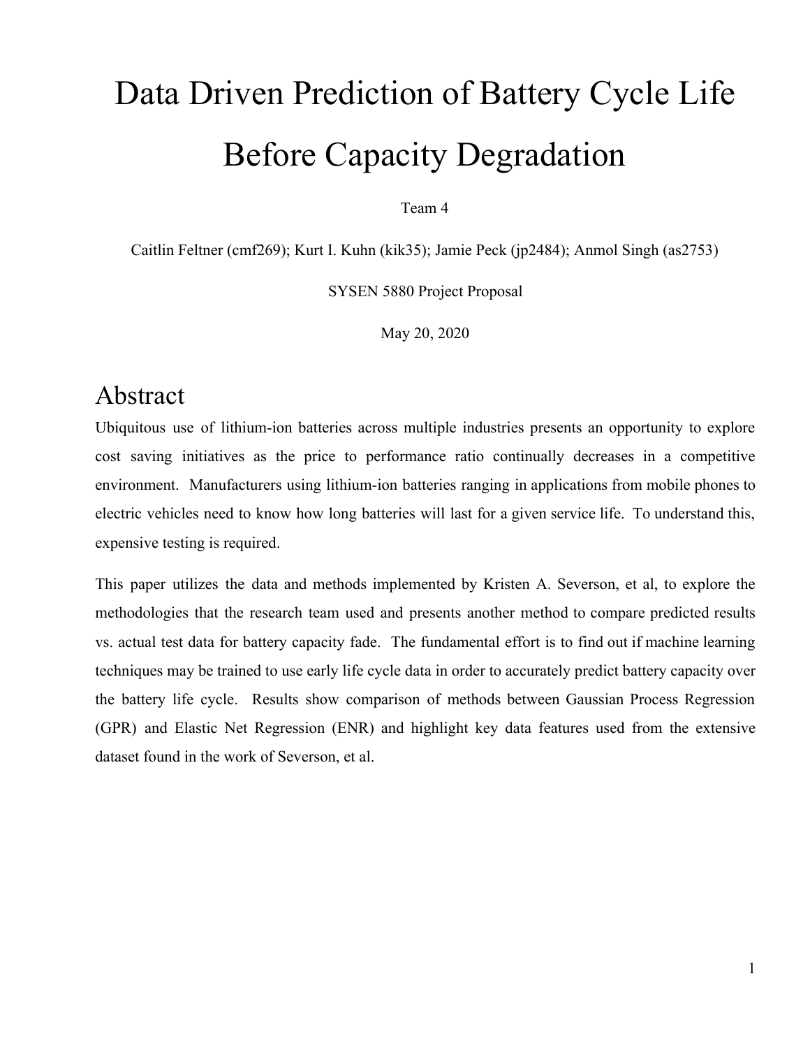# Data Driven Prediction of Battery Cycle Life Before Capacity Degradation

Team 4

Caitlin Feltner (cmf269); Kurt I. Kuhn (kik35); Jamie Peck (jp2484); Anmol Singh (as2753)

SYSEN 5880 Project Proposal

May 20, 2020

## Abstract

Ubiquitous use of lithium-ion batteries across multiple industries presents an opportunity to explore cost saving initiatives as the price to performance ratio continually decreases in a competitive environment. Manufacturers using lithium-ion batteries ranging in applications from mobile phones to electric vehicles need to know how long batteries will last for a given service life. To understand this, expensive testing is required.

This paper utilizes the data and methods implemented by Kristen A. Severson, et al, to explore the methodologies that the research team used and presents another method to compare predicted results vs. actual test data for battery capacity fade. The fundamental effort is to find out if machine learning techniques may be trained to use early life cycle data in order to accurately predict battery capacity over the battery life cycle. Results show comparison of methods between Gaussian Process Regression (GPR) and Elastic Net Regression (ENR) and highlight key data features used from the extensive dataset found in the work of Severson, et al.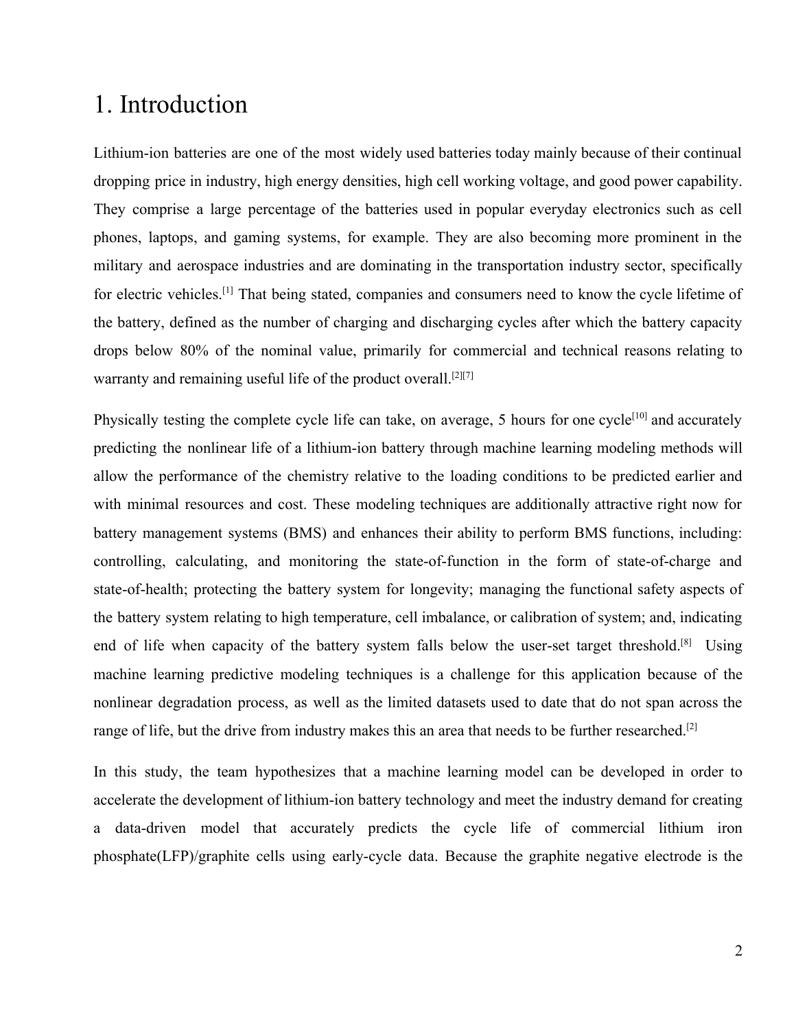# 1. Introduction

Lithium-ion batteries are one of the most widely used batteries today mainly because of their continual dropping price in industry, high energy densities, high cell working voltage, and good power capability. They comprise a large percentage of the batteries used in popular everyday electronics such as cell phones, laptops, and gaming systems, for example. They are also becoming more prominent in the military and aerospace industries and are dominating in the transportation industry sector, specifically for electric vehicles.[1] That being stated, companies and consumers need to know the cycle lifetime of the battery, defined as the number of charging and discharging cycles after which the battery capacity drops below 80% of the nominal value, primarily for commercial and technical reasons relating to warranty and remaining useful life of the product overall.[2][7]

Physically testing the complete cycle life can take, on average, 5 hours for one cycle[10] and accurately predicting the nonlinear life of a lithium-ion battery through machine learning modeling methods will allow the performance of the chemistry relative to the loading conditions to be predicted earlier and with minimal resources and cost. These modeling techniques are additionally attractive right now for battery management systems (BMS) and enhances their ability to perform BMS functions, including: controlling, calculating, and monitoring the state-of-function in the form of state-of-charge and state-of-health; protecting the battery system for longevity; managing the functional safety aspects of the battery system relating to high temperature, cell imbalance, or calibration of system; and, indicating end of life when capacity of the battery system falls below the user-set target threshold.[8] Using machine learning predictive modeling techniques is a challenge for this application because of the nonlinear degradation process, as well as the limited datasets used to date that do not span across the range of life, but the drive from industry makes this an area that needs to be further researched.[2]

In this study, the team hypothesizes that a machine learning model can be developed in order to accelerate the development of lithium-ion battery technology and meet the industry demand for creating a data-driven model that accurately predicts the cycle life of commercial lithium iron phosphate(LFP)/graphite cells using early-cycle data. Because the graphite negative electrode is the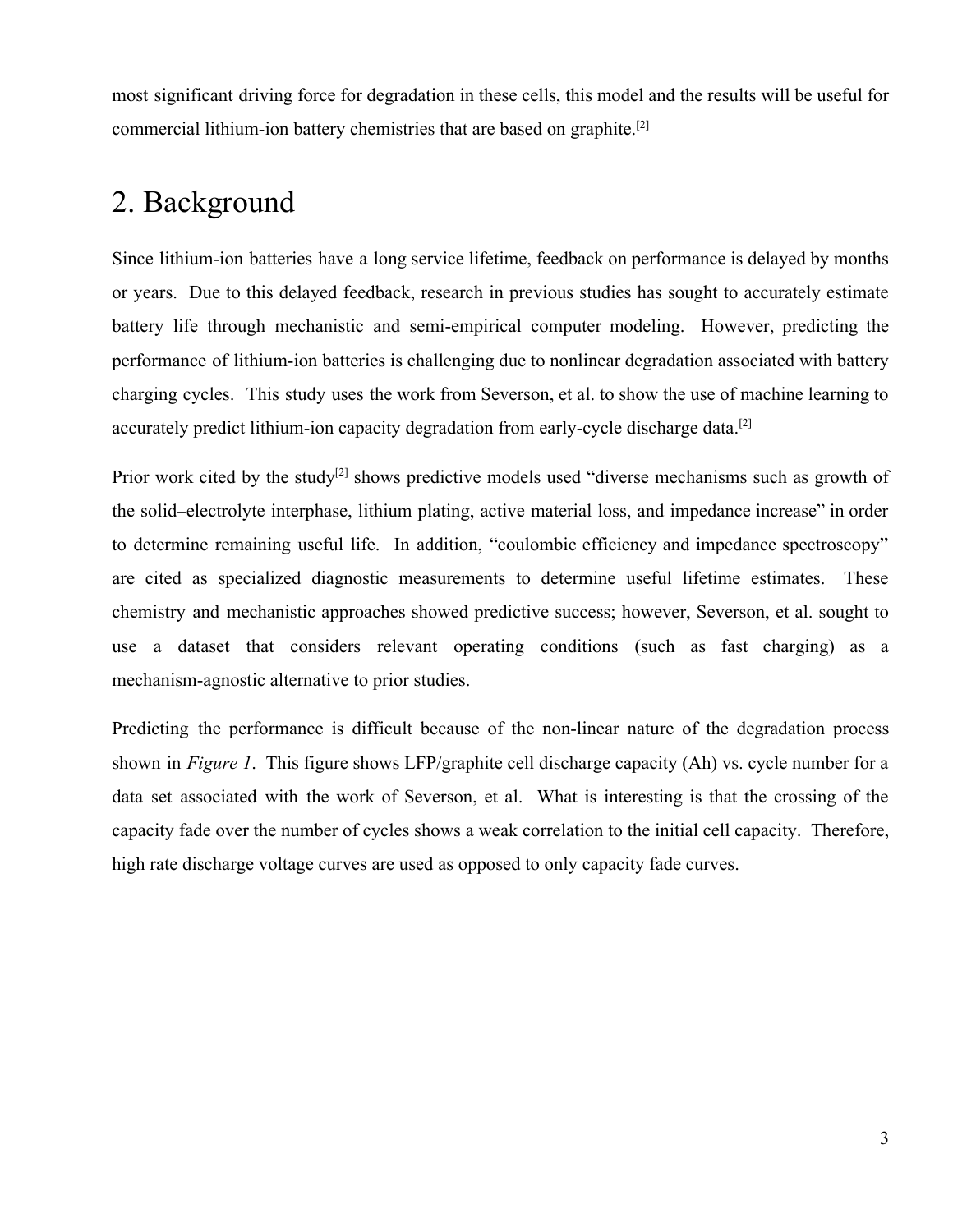most significant driving force for degradation in these cells, this model and the results will be useful for commercial lithium-ion battery chemistries that are based on graphite.[2]

# 2. Background

Since lithium-ion batteries have a long service lifetime, feedback on performance is delayed by months or years. Due to this delayed feedback, research in previous studies has sought to accurately estimate battery life through mechanistic and semi-empirical computer modeling. However, predicting the performance of lithium-ion batteries is challenging due to nonlinear degradation associated with battery charging cycles. This study uses the work from Severson, et al. to show the use of machine learning to accurately predict lithium-ion capacity degradation from early-cycle discharge data.[2]

Prior work cited by the study[2] shows predictive models used "diverse mechanisms such as growth of the solid–electrolyte interphase, lithium plating, active material loss, and impedance increase" in order to determine remaining useful life. In addition, "coulombic efficiency and impedance spectroscopy" are cited as specialized diagnostic measurements to determine useful lifetime estimates. These chemistry and mechanistic approaches showed predictive success; however, Severson, et al. sought to use a dataset that considers relevant operating conditions (such as fast charging) as a mechanism-agnostic alternative to prior studies.

Predicting the performance is difficult because of the non-linear nature of the degradation process shown in *Figure 1*. This figure shows LFP/graphite cell discharge capacity (Ah) vs. cycle number for a data set associated with the work of Severson, et al. What is interesting is that the crossing of the capacity fade over the number of cycles shows a weak correlation to the initial cell capacity. Therefore, high rate discharge voltage curves are used as opposed to only capacity fade curves.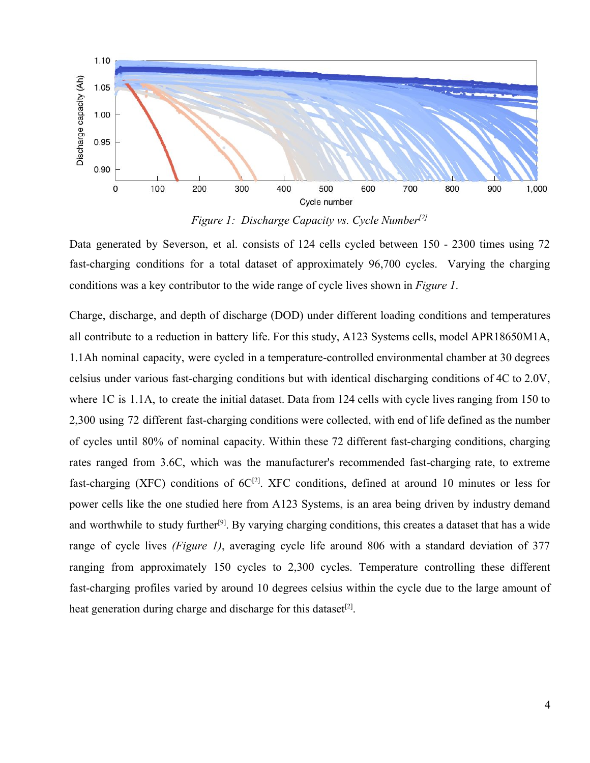Figure 1: Discharge Capacity vs. Cycle Number[2]

Data generated by Severson, et al. consists of 124 cells cycled between 150 - 2300 times using 72 fast-charging conditions for a total dataset of approximately 96,700 cycles. Varying the charging conditions was a key contributor to the wide range of cycle lives shown in *Figure 1*.

Charge, discharge, and depth of discharge (DOD) under different loading conditions and temperatures all contribute to a reduction in battery life. For this study, A123 Systems cells, model APR18650M1A, 1.1Ah nominal capacity, were cycled in a temperature-controlled environmental chamber at 30 degrees celsius under various fast-charging conditions but with identical discharging conditions of 4C to 2.0V, where 1C is 1.1A, to create the initial dataset. Data from 124 cells with cycle lives ranging from 150 to 2,300 using 72 different fast-charging conditions were collected, with end of life defined as the number of cycles until 80% of nominal capacity. Within these 72 different fast-charging conditions, charging rates ranged from 3.6C, which was the manufacturer's recommended fast-charging rate, to extreme fast-charging (XFC) conditions of 6C[2]. XFC conditions, defined at around 10 minutes or less for power cells like the one studied here from A123 Systems, is an area being driven by industry demand and worthwhile to study further[9]. By varying charging conditions, this creates a dataset that has a wide range of cycle lives *(Figure 1)*, averaging cycle life around 806 with a standard deviation of 377 ranging from approximately 150 cycles to 2,300 cycles. Temperature controlling these different fast-charging profiles varied by around 10 degrees celsius within the cycle due to the large amount of heat generation during charge and discharge for this dataset[2].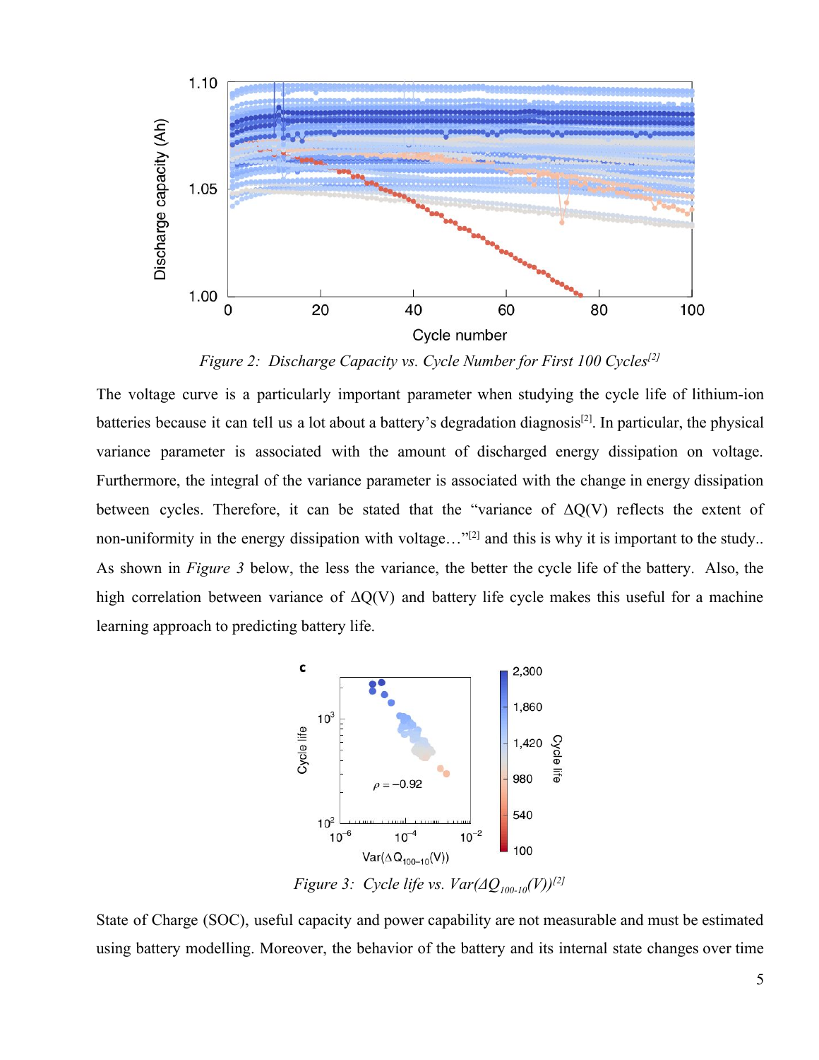*Figure 2: Discharge Capacity vs. Cycle Number for First 100 Cycles[2]*

The voltage curve is a particularly important parameter when studying the cycle life of lithium-ion batteries because it can tell us a lot about a battery's degradation diagnosis[2]. In particular, the physical variance parameter is associated with the amount of discharged energy dissipation on voltage. Furthermore, the integral of the variance parameter is associated with the change in energy dissipation between cycles. Therefore, it can be stated that the "variance of $\Delta Q(V)$ reflects the extent of non-uniformity in the energy dissipation with voltage…"[2] and this is why it is important to the study.. As shown in *Figure 3* below, the less the variance, the better the cycle life of the battery. Also, the high correlation between variance of $\Delta Q(V)$ and battery life cycle makes this useful for a machine learning approach to predicting battery life.

*Figure 3: Cycle life vs. Var($\Delta Q_{100\text{-}10}(V)$)[2]*

State of Charge (SOC), useful capacity and power capability are not measurable and must be estimated using battery modelling. Moreover, the behavior of the battery and its internal state changes over time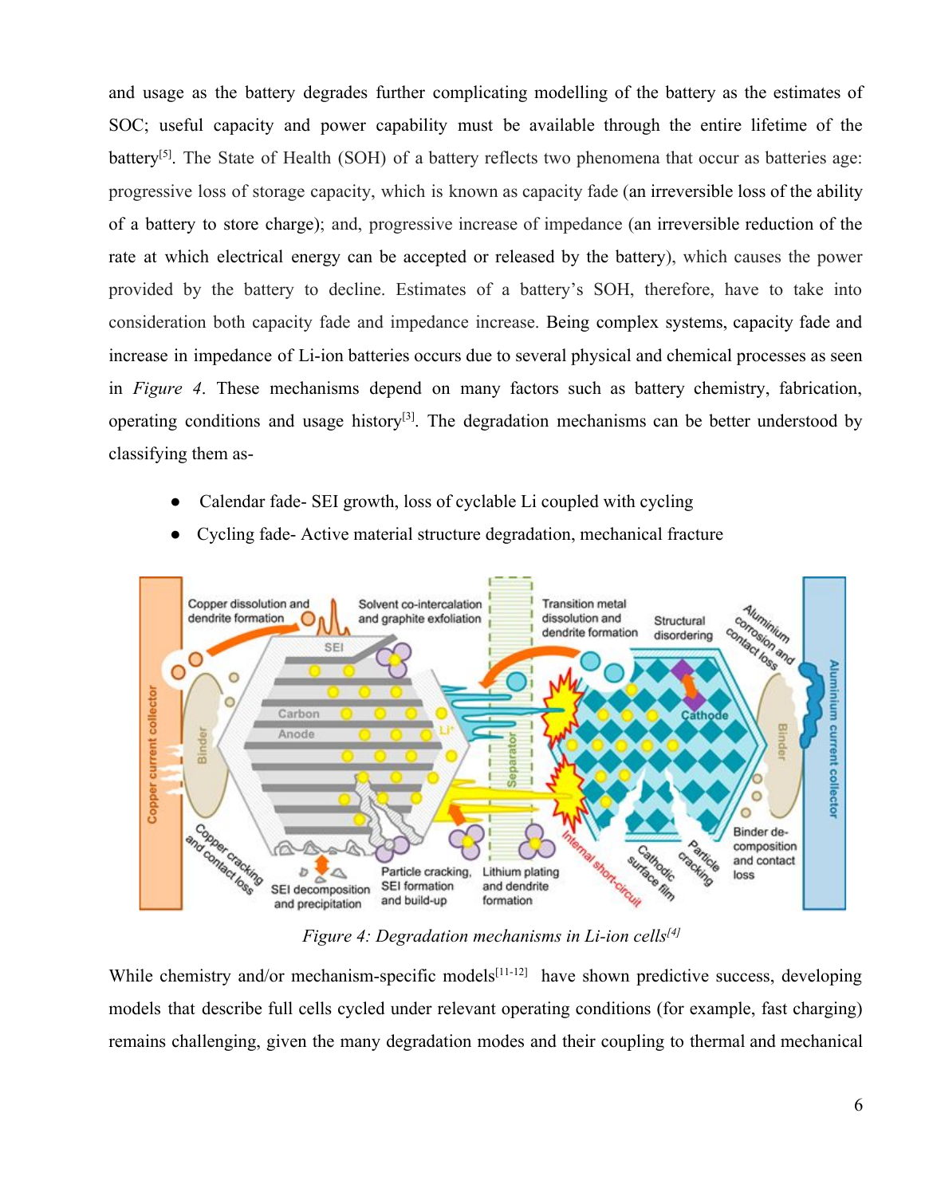and usage as the battery degrades further complicating modelling of the battery as the estimates of SOC; useful capacity and power capability must be available through the entire lifetime of the battery[5]. The State of Health (SOH) of a battery reflects two phenomena that occur as batteries age: progressive loss of storage capacity, which is known as capacity fade (an irreversible loss of the ability of a battery to store charge); and, progressive increase of impedance (an irreversible reduction of the rate at which electrical energy can be accepted or released by the battery), which causes the power provided by the battery to decline. Estimates of a battery's SOH, therefore, have to take into consideration both capacity fade and impedance increase. Being complex systems, capacity fade and increase in impedance of Li-ion batteries occurs due to several physical and chemical processes as seen in *Figure 4*. These mechanisms depend on many factors such as battery chemistry, fabrication, operating conditions and usage history[3]. The degradation mechanisms can be better understood by classifying them as-

- Calendar fade- SEI growth, loss of cyclable Li coupled with cycling
- Cycling fade- Active material structure degradation, mechanical fracture

*Figure 4: Degradation mechanisms in Li-ion cells[4]*

While chemistry and/or mechanism-specific models[11-12] have shown predictive success, developing models that describe full cells cycled under relevant operating conditions (for example, fast charging) remains challenging, given the many degradation modes and their coupling to thermal and mechanical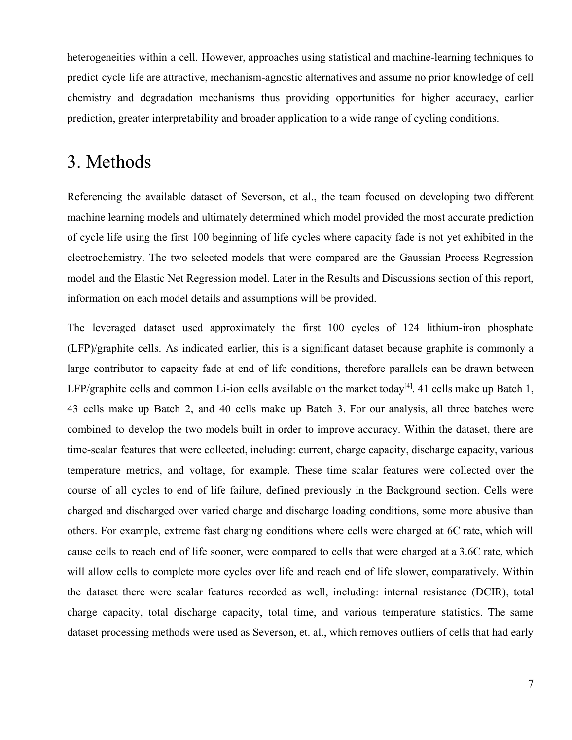heterogeneities within a cell. However, approaches using statistical and machine-learning techniques to predict cycle life are attractive, mechanism-agnostic alternatives and assume no prior knowledge of cell chemistry and degradation mechanisms thus providing opportunities for higher accuracy, earlier prediction, greater interpretability and broader application to a wide range of cycling conditions.

# 3. Methods

Referencing the available dataset of Severson, et al., the team focused on developing two different machine learning models and ultimately determined which model provided the most accurate prediction of cycle life using the first 100 beginning of life cycles where capacity fade is not yet exhibited in the electrochemistry. The two selected models that were compared are the Gaussian Process Regression model and the Elastic Net Regression model. Later in the Results and Discussions section of this report, information on each model details and assumptions will be provided.

The leveraged dataset used approximately the first 100 cycles of 124 lithium-iron phosphate (LFP)/graphite cells. As indicated earlier, this is a significant dataset because graphite is commonly a large contributor to capacity fade at end of life conditions, therefore parallels can be drawn between LFP/graphite cells and common Li-ion cells available on the market today[4]. 41 cells make up Batch 1, 43 cells make up Batch 2, and 40 cells make up Batch 3. For our analysis, all three batches were combined to develop the two models built in order to improve accuracy. Within the dataset, there are time-scalar features that were collected, including: current, charge capacity, discharge capacity, various temperature metrics, and voltage, for example. These time scalar features were collected over the course of all cycles to end of life failure, defined previously in the Background section. Cells were charged and discharged over varied charge and discharge loading conditions, some more abusive than others. For example, extreme fast charging conditions where cells were charged at 6C rate, which will cause cells to reach end of life sooner, were compared to cells that were charged at a 3.6C rate, which will allow cells to complete more cycles over life and reach end of life slower, comparatively. Within the dataset there were scalar features recorded as well, including: internal resistance (DCIR), total charge capacity, total discharge capacity, total time, and various temperature statistics. The same dataset processing methods were used as Severson, et. al., which removes outliers of cells that had early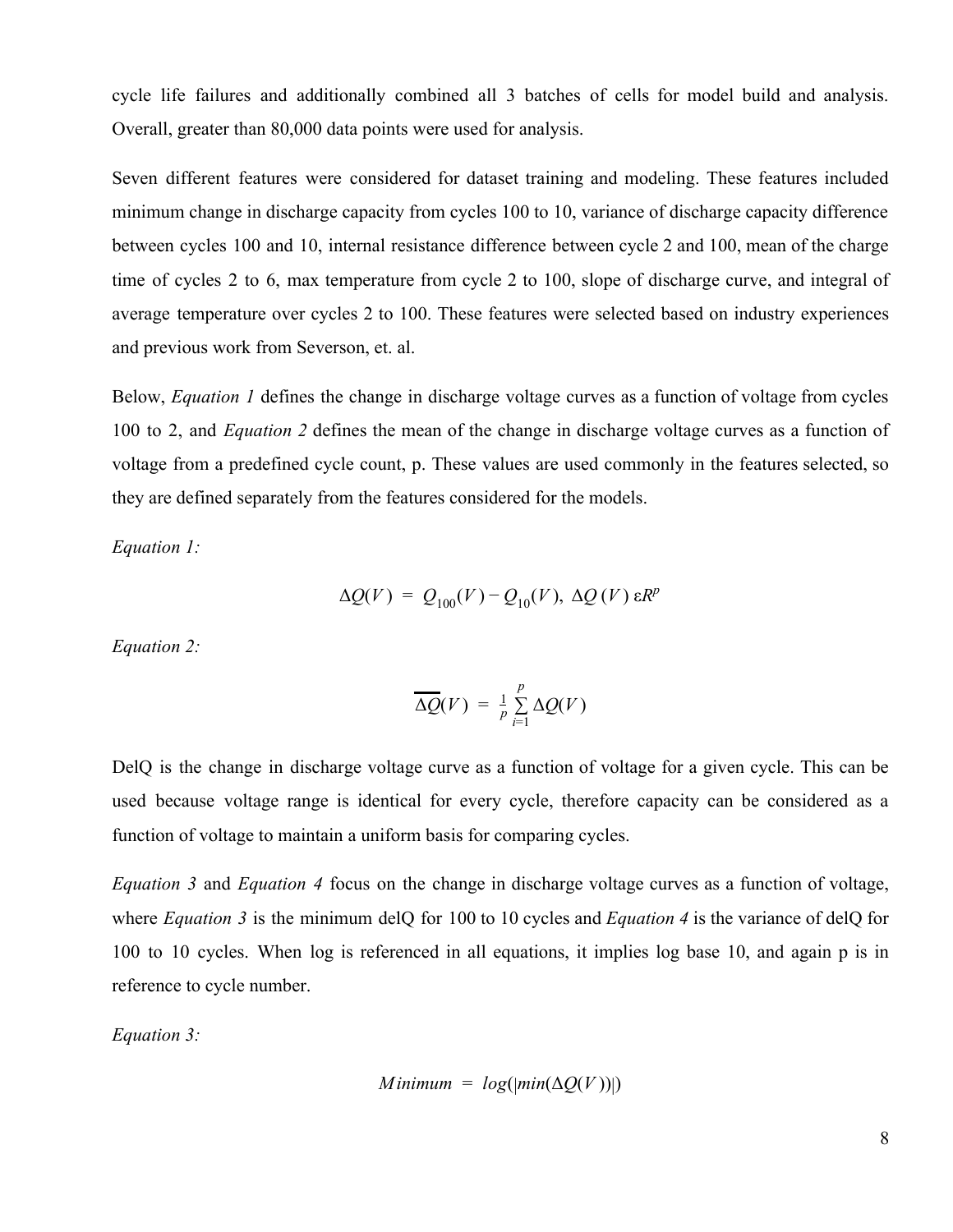cycle life failures and additionally combined all 3 batches of cells for model build and analysis. Overall, greater than 80,000 data points were used for analysis.

Seven different features were considered for dataset training and modeling. These features included minimum change in discharge capacity from cycles 100 to 10, variance of discharge capacity difference between cycles 100 and 10, internal resistance difference between cycle 2 and 100, mean of the charge time of cycles 2 to 6, max temperature from cycle 2 to 100, slope of discharge curve, and integral of average temperature over cycles 2 to 100. These features were selected based on industry experiences and previous work from Severson, et. al.

Below, *Equation 1* defines the change in discharge voltage curves as a function of voltage from cycles 100 to 2, and *Equation 2* defines the mean of the change in discharge voltage curves as a function of voltage from a predefined cycle count, p. These values are used commonly in the features selected, so they are defined separately from the features considered for the models.

*Equation 1:*

$$\Delta Q(V) = Q_{100}(V) - Q_{10}(V),\ \Delta Q(V)\ \varepsilon R^{p}$$

*Equation 2:*

$$\overline{\Delta Q}(V) = \frac{1}{p}\sum_{i=1}^{p} \Delta Q(V)$$

DelQ is the change in discharge voltage curve as a function of voltage for a given cycle. This can be used because voltage range is identical for every cycle, therefore capacity can be considered as a function of voltage to maintain a uniform basis for comparing cycles.

*Equation 3* and *Equation 4* focus on the change in discharge voltage curves as a function of voltage, where *Equation 3* is the minimum delQ for 100 to 10 cycles and *Equation 4* is the variance of delQ for 100 to 10 cycles. When log is referenced in all equations, it implies log base 10, and again p is in reference to cycle number.

*Equation 3:*

$$Minimum = log(|min(\Delta Q(V))|)$$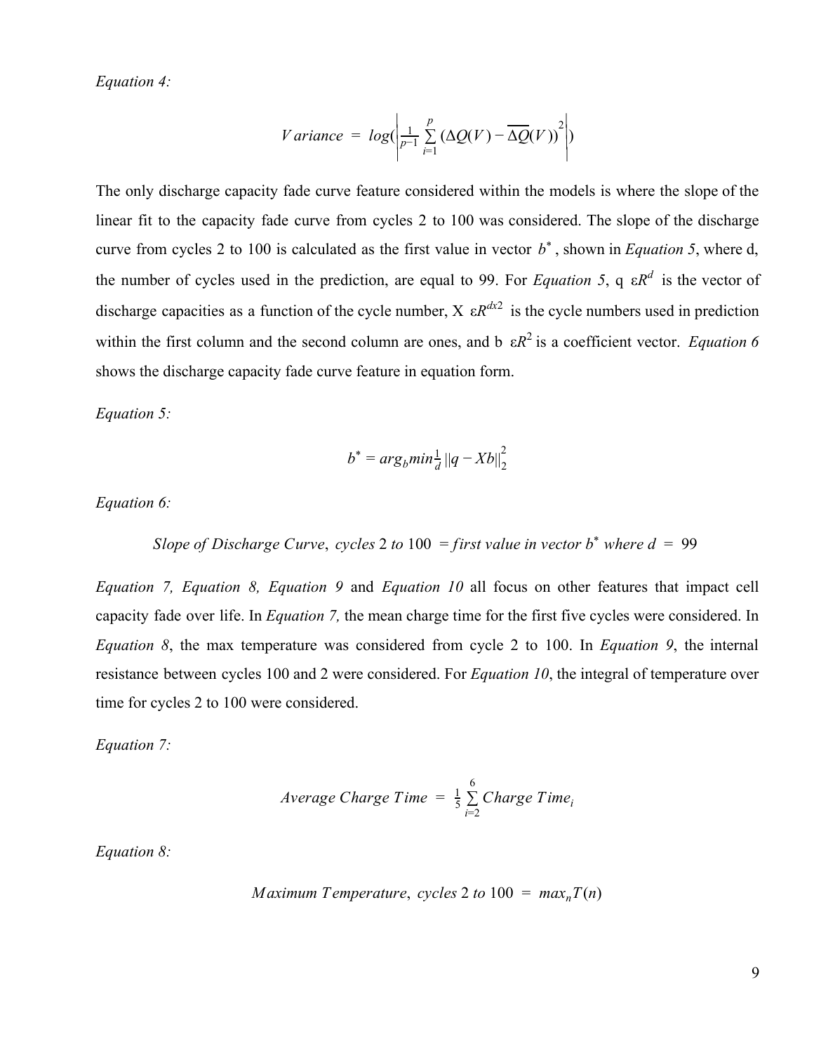*Equation 4:*

$$Variance = log(\left|\frac{1}{p-1}\sum_{i=1}^{p}(\Delta Q(V) - \overline{\Delta Q}(V))^2\right|)$$

The only discharge capacity fade curve feature considered within the models is where the slope of the linear fit to the capacity fade curve from cycles 2 to 100 was considered. The slope of the discharge curve from cycles 2 to 100 is calculated as the first value in vector $b^*$, shown in *Equation 5*, where d, the number of cycles used in the prediction, are equal to 99. For *Equation 5*, q $\varepsilon R^d$ is the vector of discharge capacities as a function of the cycle number, X $\varepsilon R^{dx2}$ is the cycle numbers used in prediction within the first column and the second column are ones, and b $\varepsilon R^2$ is a coefficient vector. *Equation 6* shows the discharge capacity fade curve feature in equation form.

*Equation 5:*

$$b^* = arg_b min \frac{1}{d} \|q - Xb\|_2^2$$

*Equation 6:*

$$Slope\ of\ Discharge\ Curve,\ cycles\ 2\ to\ 100\ = first\ value\ in\ vector\ b^*\ where\ d\ =\ 99$$

*Equation 7, Equation 8, Equation 9* and *Equation 10* all focus on other features that impact cell capacity fade over life. In *Equation 7,* the mean charge time for the first five cycles were considered. In *Equation 8*, the max temperature was considered from cycle 2 to 100. In *Equation 9*, the internal resistance between cycles 100 and 2 were considered. For *Equation 10*, the integral of temperature over time for cycles 2 to 100 were considered.

*Equation 7:*

$$Average\ Charge\ Time\ =\ \frac{1}{5}\sum_{i=2}^{6} Charge\ Time_i$$

*Equation 8:*

$$Maximum\ Temperature,\ cycles\ 2\ to\ 100\ =\ max_n T(n)$$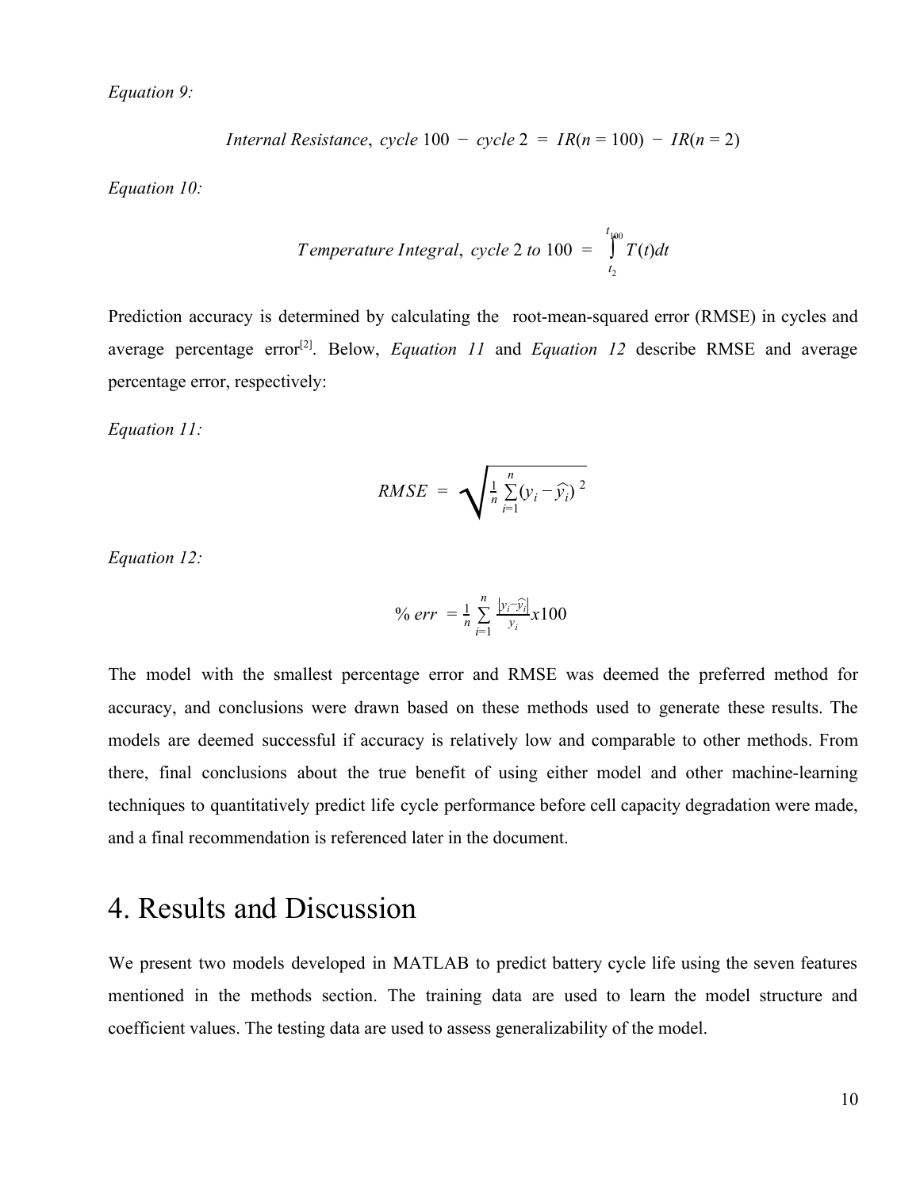*Equation 9:*

$$Internal\ Resistance,\ cycle\ 100\ -\ cycle\ 2\ =\ IR(n = 100)\ -\ IR(n = 2)$$

*Equation 10:*

$$Temperature\ Integral,\ cycle\ 2\ to\ 100\ =\ \int_{t_2}^{t_{100}} T(t)dt$$

Prediction accuracy is determined by calculating the root-mean-squared error (RMSE) in cycles and average percentage error[2]. Below, *Equation 11* and *Equation 12* describe RMSE and average percentage error, respectively:

*Equation 11:*

$$RMSE\ =\ \sqrt{\frac{1}{n}\sum_{i=1}^{n}(y_i - \widehat{y}_i)^2}$$

*Equation 12:*

$$\%\ err\ =\ \frac{1}{n}\sum_{i=1}^{n}\frac{|y_i - \widehat{y}_i|}{y_i}x100$$

The model with the smallest percentage error and RMSE was deemed the preferred method for accuracy, and conclusions were drawn based on these methods used to generate these results. The models are deemed successful if accuracy is relatively low and comparable to other methods. From there, final conclusions about the true benefit of using either model and other machine-learning techniques to quantitatively predict life cycle performance before cell capacity degradation were made, and a final recommendation is referenced later in the document.

# 4. Results and Discussion

We present two models developed in MATLAB to predict battery cycle life using the seven features mentioned in the methods section. The training data are used to learn the model structure and coefficient values. The testing data are used to assess generalizability of the model.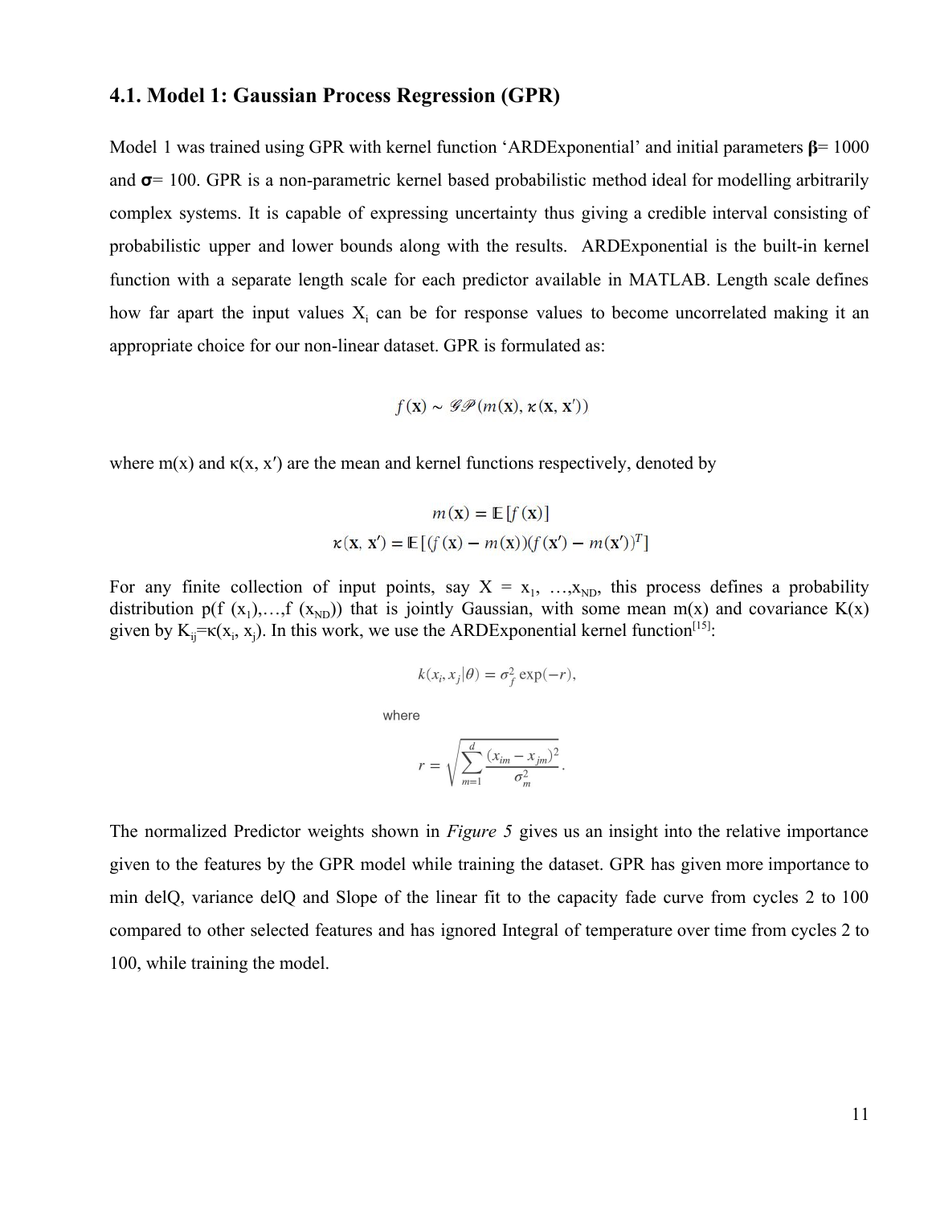### 4.1. Model 1: Gaussian Process Regression (GPR)

Model 1 was trained using GPR with kernel function 'ARDExponential' and initial parameters **β**= 1000 and **σ**= 100. GPR is a non-parametric kernel based probabilistic method ideal for modelling arbitrarily complex systems. It is capable of expressing uncertainty thus giving a credible interval consisting of probabilistic upper and lower bounds along with the results. ARDExponential is the built-in kernel function with a separate length scale for each predictor available in MATLAB. Length scale defines how far apart the input values $X_i$ can be for response values to become uncorrelated making it an appropriate choice for our non-linear dataset. GPR is formulated as:

$$f(\mathbf{x}) \sim \mathcal{GP}(m(\mathbf{x}), \kappa(\mathbf{x}, \mathbf{x}'))$$

where m(x) and κ(x, x′) are the mean and kernel functions respectively, denoted by

$$m(\mathbf{x}) = \mathbb{E}[f(\mathbf{x})]$$

$$\kappa(\mathbf{x}, \mathbf{x}') = \mathbb{E}[(f(\mathbf{x}) - m(\mathbf{x}))(f(\mathbf{x}') - m(\mathbf{x}'))^T]$$

For any finite collection of input points, say X = $x_1, \ldots, x_{ND}$, this process defines a probability distribution $p(f(x_1), \ldots, f(x_{ND}))$ that is jointly Gaussian, with some mean m(x) and covariance K(x) given by $K_{ij}=\kappa(x_i, x_j)$. In this work, we use the ARDExponential kernel function[15]:

$$k(x_i, x_j|\theta) = \sigma_f^2 \exp(-r),$$

where

$$r = \sqrt{\sum_{m=1}^{d} \frac{(x_{im} - x_{jm})^2}{\sigma_m^2}}.$$

The normalized Predictor weights shown in *Figure 5* gives us an insight into the relative importance given to the features by the GPR model while training the dataset. GPR has given more importance to min delQ, variance delQ and Slope of the linear fit to the capacity fade curve from cycles 2 to 100 compared to other selected features and has ignored Integral of temperature over time from cycles 2 to 100, while training the model.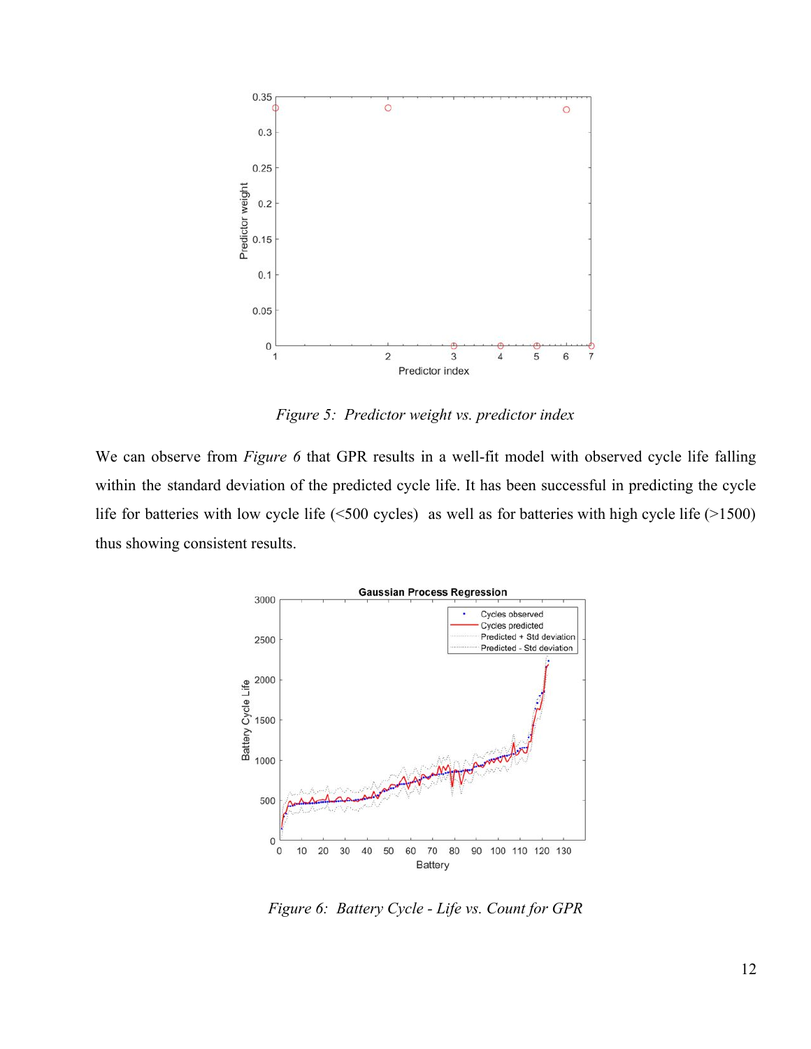*Figure 5: Predictor weight vs. predictor index*

We can observe from *Figure 6* that GPR results in a well-fit model with observed cycle life falling within the standard deviation of the predicted cycle life. It has been successful in predicting the cycle life for batteries with low cycle life (<500 cycles) as well as for batteries with high cycle life (>1500) thus showing consistent results.

*Figure 6: Battery Cycle - Life vs. Count for GPR*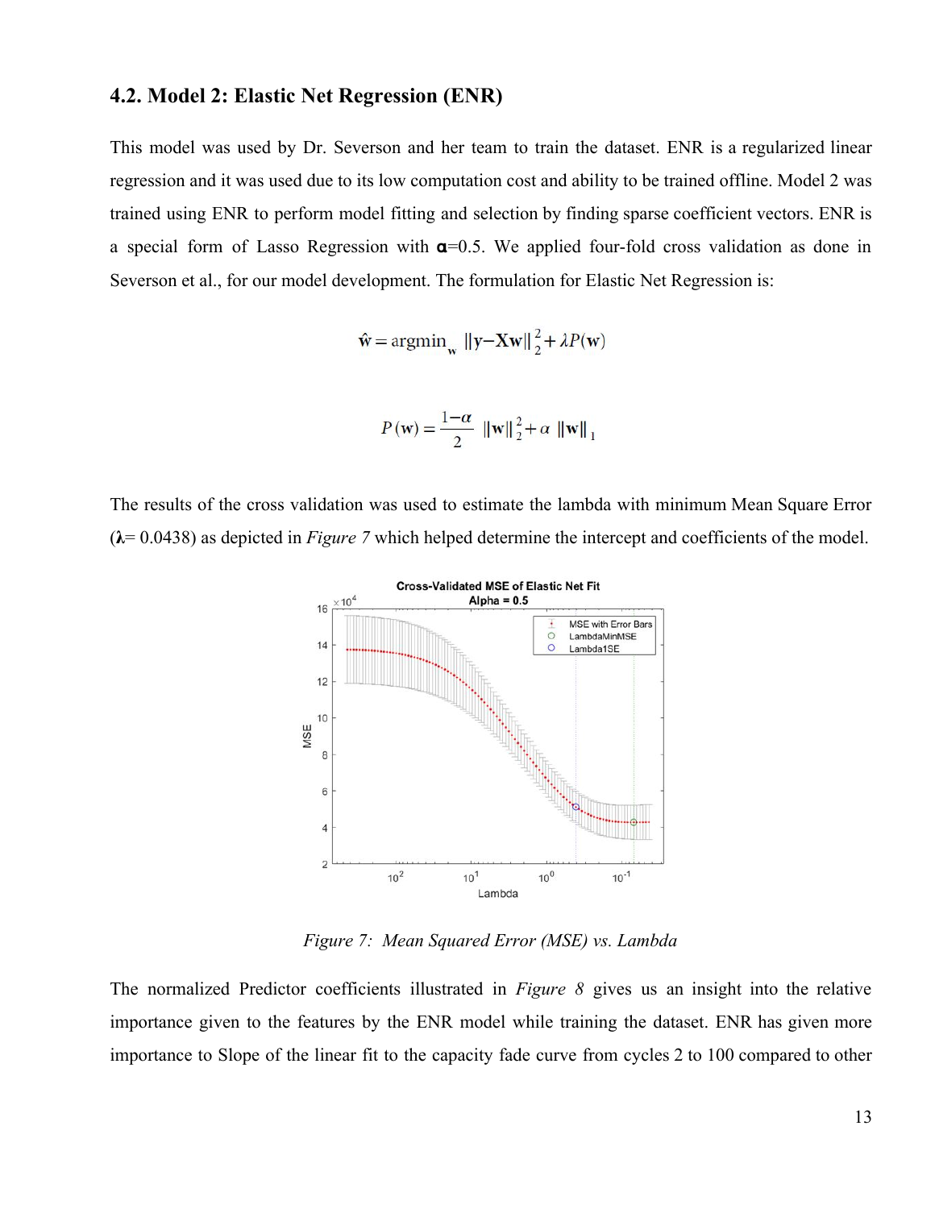### 4.2. Model 2: Elastic Net Regression (ENR)

This model was used by Dr. Severson and her team to train the dataset. ENR is a regularized linear regression and it was used due to its low computation cost and ability to be trained offline. Model 2 was trained using ENR to perform model fitting and selection by finding sparse coefficient vectors. ENR is a special form of Lasso Regression with **α**=0.5. We applied four-fold cross validation as done in Severson et al., for our model development. The formulation for Elastic Net Regression is:

$$\hat{\mathbf{w}} = \text{argmin}_{\mathbf{w}} \; \|\mathbf{y}-\mathbf{X}\mathbf{w}\|_2^2 + \lambda P(\mathbf{w})$$

$$P(\mathbf{w}) = \frac{1-\alpha}{2} \; \|\mathbf{w}\|_2^2 + \alpha \; \|\mathbf{w}\|_1$$

The results of the cross validation was used to estimate the lambda with minimum Mean Square Error (**λ**= 0.0438) as depicted in *Figure 7* which helped determine the intercept and coefficients of the model.

*Figure 7: Mean Squared Error (MSE) vs. Lambda*

The normalized Predictor coefficients illustrated in *Figure 8* gives us an insight into the relative importance given to the features by the ENR model while training the dataset. ENR has given more importance to Slope of the linear fit to the capacity fade curve from cycles 2 to 100 compared to other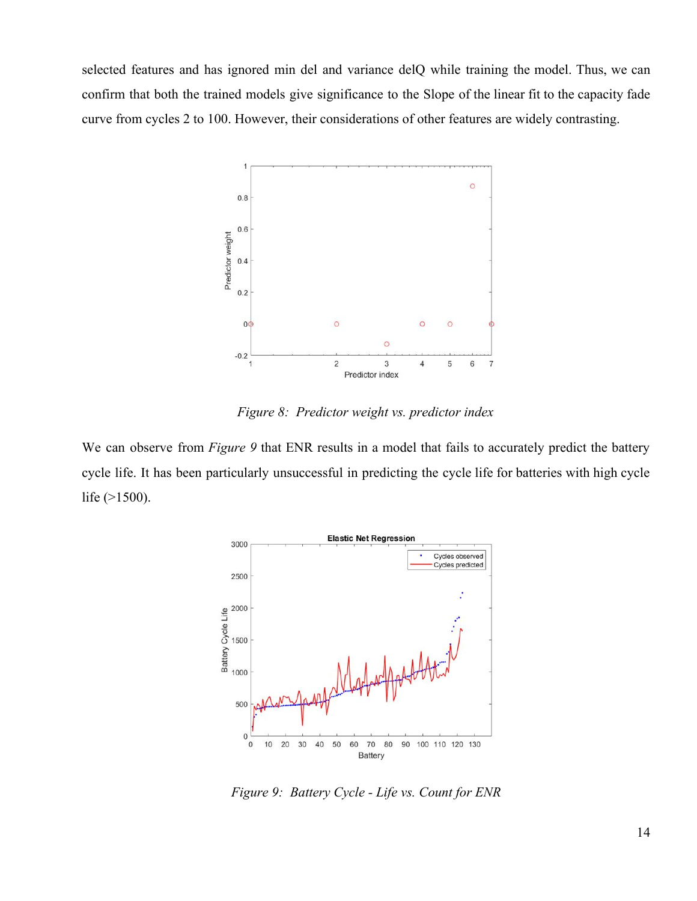selected features and has ignored min del and variance delQ while training the model. Thus, we can confirm that both the trained models give significance to the Slope of the linear fit to the capacity fade curve from cycles 2 to 100. However, their considerations of other features are widely contrasting.

*Figure 8: Predictor weight vs. predictor index*

We can observe from *Figure 9* that ENR results in a model that fails to accurately predict the battery cycle life. It has been particularly unsuccessful in predicting the cycle life for batteries with high cycle life (>1500).

*Figure 9: Battery Cycle - Life vs. Count for ENR*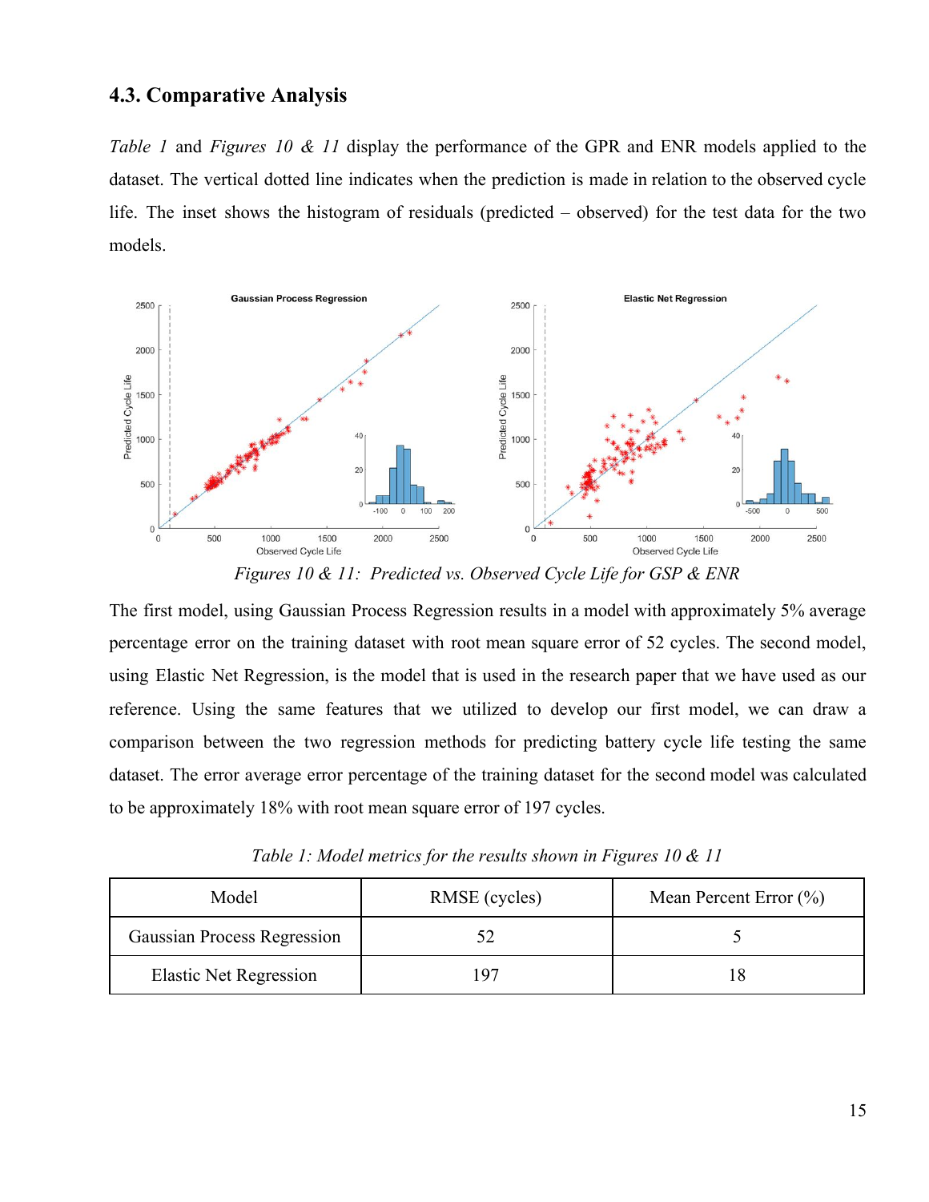### 4.3. Comparative Analysis

*Table 1* and *Figures 10 & 11* display the performance of the GPR and ENR models applied to the dataset. The vertical dotted line indicates when the prediction is made in relation to the observed cycle life. The inset shows the histogram of residuals (predicted – observed) for the test data for the two models.

*Figures 10 & 11: Predicted vs. Observed Cycle Life for GSP & ENR*

The first model, using Gaussian Process Regression results in a model with approximately 5% average percentage error on the training dataset with root mean square error of 52 cycles. The second model, using Elastic Net Regression, is the model that is used in the research paper that we have used as our reference. Using the same features that we utilized to develop our first model, we can draw a comparison between the two regression methods for predicting battery cycle life testing the same dataset. The error average error percentage of the training dataset for the second model was calculated to be approximately 18% with root mean square error of 197 cycles.

*Table 1: Model metrics for the results shown in Figures 10 & 11*

| Model | RMSE (cycles) | Mean Percent Error (%) |
| --- | --- | --- |
| Gaussian Process Regression | 52 | 5 |
| Elastic Net Regression | 197 | 18 |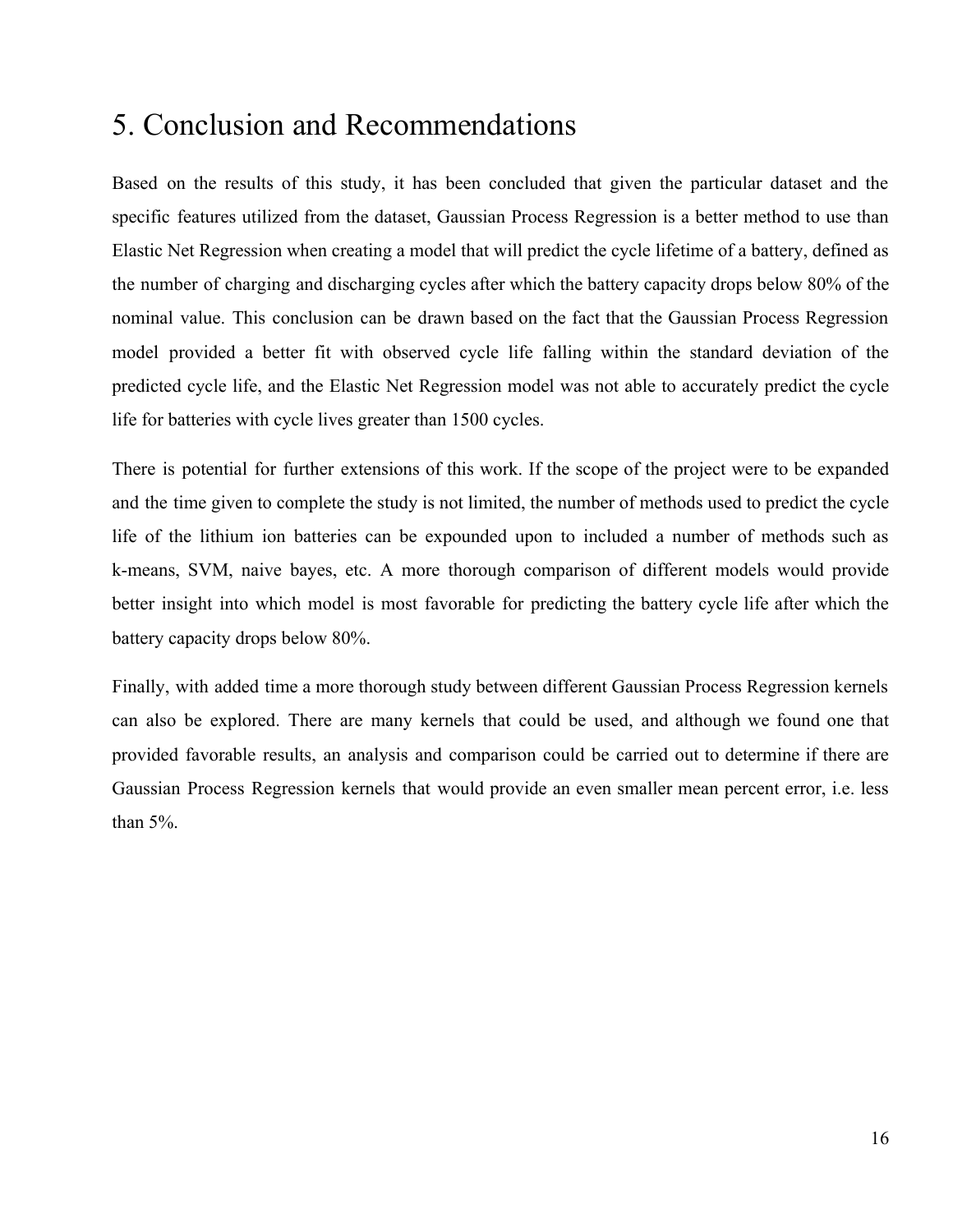# 5. Conclusion and Recommendations

Based on the results of this study, it has been concluded that given the particular dataset and the specific features utilized from the dataset, Gaussian Process Regression is a better method to use than Elastic Net Regression when creating a model that will predict the cycle lifetime of a battery, defined as the number of charging and discharging cycles after which the battery capacity drops below 80% of the nominal value. This conclusion can be drawn based on the fact that the Gaussian Process Regression model provided a better fit with observed cycle life falling within the standard deviation of the predicted cycle life, and the Elastic Net Regression model was not able to accurately predict the cycle life for batteries with cycle lives greater than 1500 cycles.

There is potential for further extensions of this work. If the scope of the project were to be expanded and the time given to complete the study is not limited, the number of methods used to predict the cycle life of the lithium ion batteries can be expounded upon to included a number of methods such as k-means, SVM, naive bayes, etc. A more thorough comparison of different models would provide better insight into which model is most favorable for predicting the battery cycle life after which the battery capacity drops below 80%.

Finally, with added time a more thorough study between different Gaussian Process Regression kernels can also be explored. There are many kernels that could be used, and although we found one that provided favorable results, an analysis and comparison could be carried out to determine if there are Gaussian Process Regression kernels that would provide an even smaller mean percent error, i.e. less than 5%.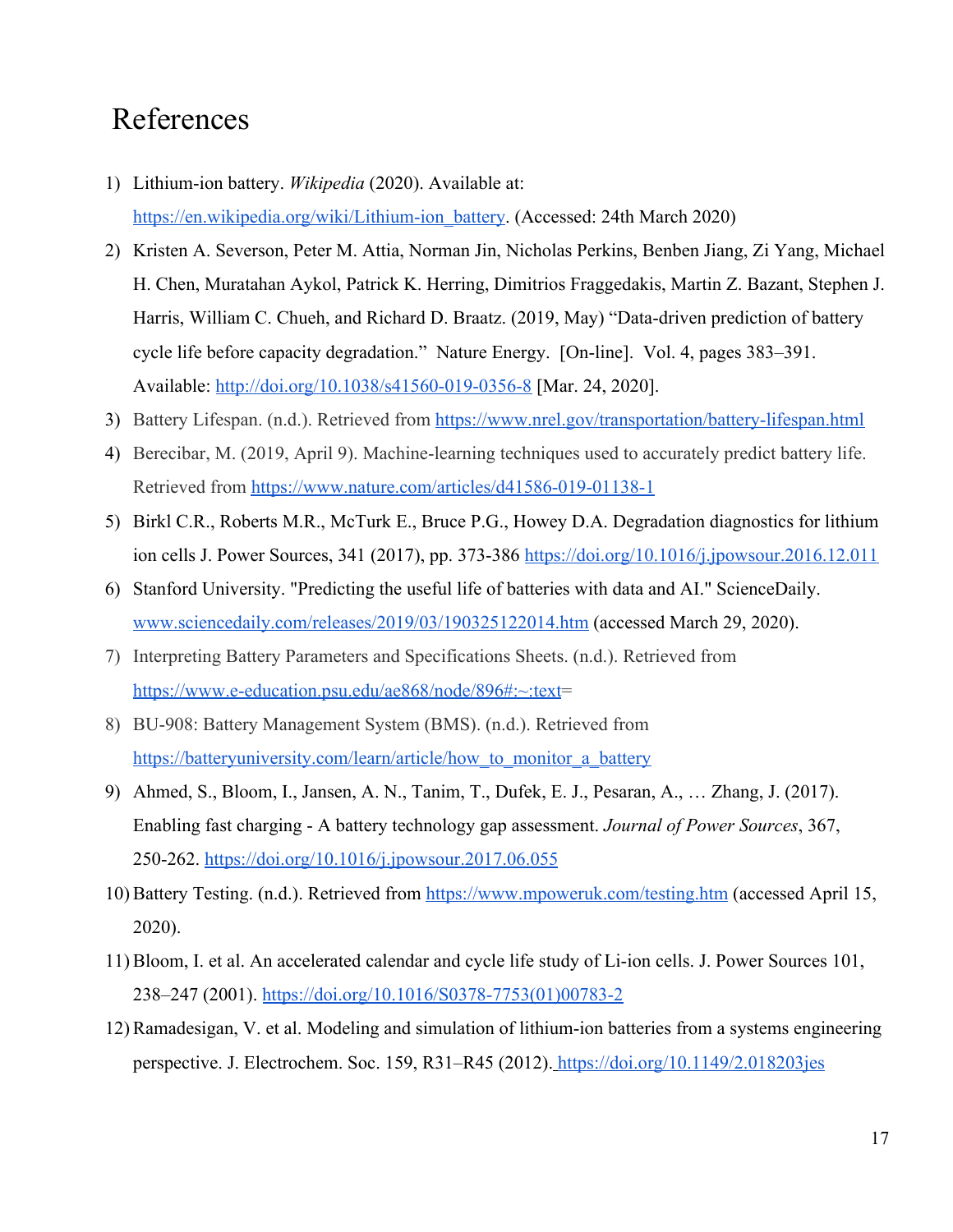# References

1) Lithium-ion battery. *Wikipedia* (2020). Available at: https://en.wikipedia.org/wiki/Lithium-ion_battery. (Accessed: 24th March 2020)
2) Kristen A. Severson, Peter M. Attia, Norman Jin, Nicholas Perkins, Benben Jiang, Zi Yang, Michael H. Chen, Muratahan Aykol, Patrick K. Herring, Dimitrios Fraggedakis, Martin Z. Bazant, Stephen J. Harris, William C. Chueh, and Richard D. Braatz. (2019, May) "Data-driven prediction of battery cycle life before capacity degradation." Nature Energy. [On-line]. Vol. 4, pages 383–391. Available: http://doi.org/10.1038/s41560-019-0356-8 [Mar. 24, 2020].
3) Battery Lifespan. (n.d.). Retrieved from https://www.nrel.gov/transportation/battery-lifespan.html
4) Berecibar, M. (2019, April 9). Machine-learning techniques used to accurately predict battery life. Retrieved from https://www.nature.com/articles/d41586-019-01138-1
5) Birkl C.R., Roberts M.R., McTurk E., Bruce P.G., Howey D.A. Degradation diagnostics for lithium ion cells J. Power Sources, 341 (2017), pp. 373-386 https://doi.org/10.1016/j.jpowsour.2016.12.011
6) Stanford University. "Predicting the useful life of batteries with data and AI." ScienceDaily. www.sciencedaily.com/releases/2019/03/190325122014.htm (accessed March 29, 2020).
7) Interpreting Battery Parameters and Specifications Sheets. (n.d.). Retrieved from https://www.e-education.psu.edu/ae868/node/896#:~:text=
8) BU-908: Battery Management System (BMS). (n.d.). Retrieved from https://batteryuniversity.com/learn/article/how_to_monitor_a_battery
9) Ahmed, S., Bloom, I., Jansen, A. N., Tanim, T., Dufek, E. J., Pesaran, A., … Zhang, J. (2017). Enabling fast charging - A battery technology gap assessment. *Journal of Power Sources*, 367, 250-262. https://doi.org/10.1016/j.jpowsour.2017.06.055
10) Battery Testing. (n.d.). Retrieved from https://www.mpoweruk.com/testing.htm (accessed April 15, 2020).
11) Bloom, I. et al. An accelerated calendar and cycle life study of Li-ion cells. J. Power Sources 101, 238–247 (2001). https://doi.org/10.1016/S0378-7753(01)00783-2
12) Ramadesigan, V. et al. Modeling and simulation of lithium-ion batteries from a systems engineering perspective. J. Electrochem. Soc. 159, R31–R45 (2012). https://doi.org/10.1149/2.018203jes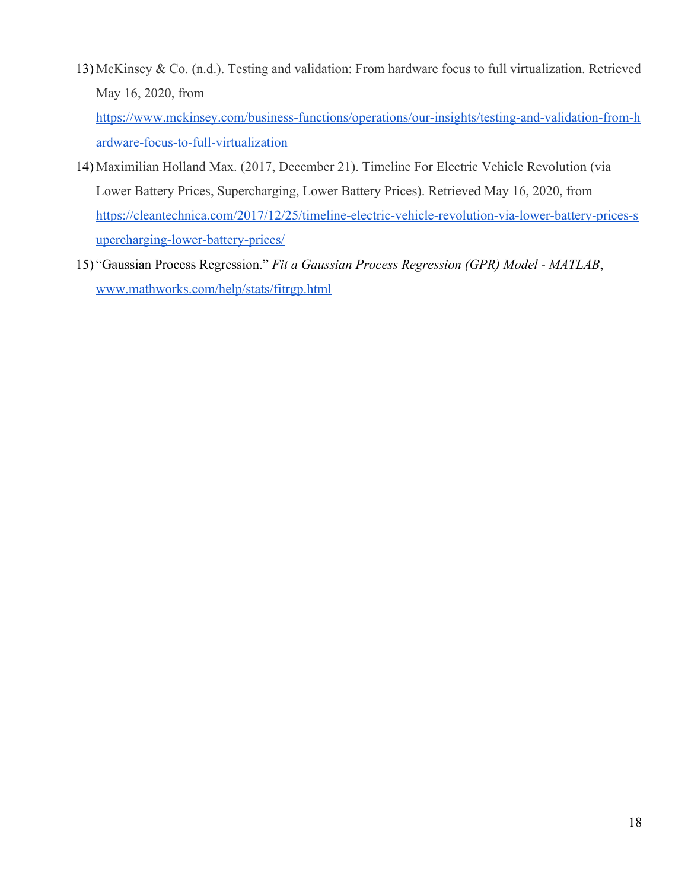13) McKinsey & Co. (n.d.). Testing and validation: From hardware focus to full virtualization. Retrieved May 16, 2020, from [https://www.mckinsey.com/business-functions/operations/our-insights/testing-and-validation-from-hardware-focus-to-full-virtualization](https://www.mckinsey.com/business-functions/operations/our-insights/testing-and-validation-from-hardware-focus-to-full-virtualization)
14) Maximilian Holland Max. (2017, December 21). Timeline For Electric Vehicle Revolution (via Lower Battery Prices, Supercharging, Lower Battery Prices). Retrieved May 16, 2020, from [https://cleantechnica.com/2017/12/25/timeline-electric-vehicle-revolution-via-lower-battery-prices-supercharging-lower-battery-prices/](https://cleantechnica.com/2017/12/25/timeline-electric-vehicle-revolution-via-lower-battery-prices-supercharging-lower-battery-prices/)
15) "Gaussian Process Regression." *Fit a Gaussian Process Regression (GPR) Model - MATLAB*, [www.mathworks.com/help/stats/fitrgp.html](www.mathworks.com/help/stats/fitrgp.html)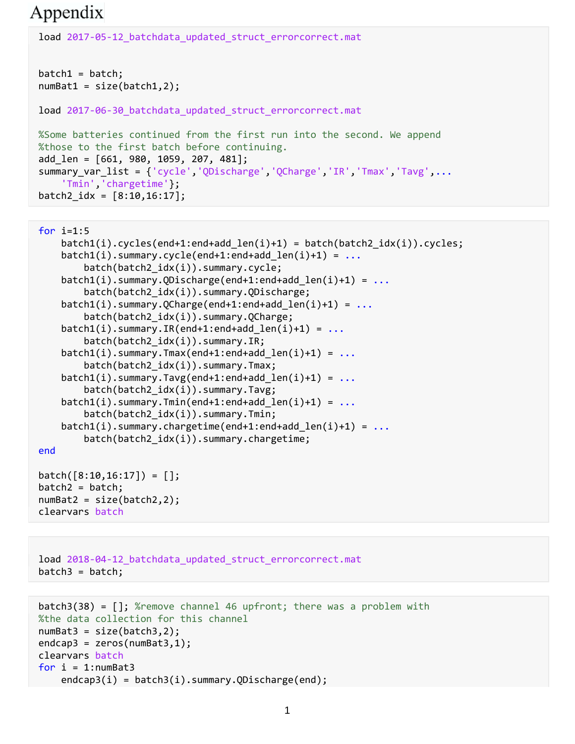# Appendix

```
load 2017-05-12_batchdata_updated_struct_errorcorrect.mat


batch1 = batch;
numBat1 = size(batch1,2);

load 2017-06-30_batchdata_updated_struct_errorcorrect.mat

%Some batteries continued from the first run into the second. We append
%those to the first batch before continuing.
add_len = [661, 980, 1059, 207, 481];
summary_var_list = {'cycle','QDischarge','QCharge','IR','Tmax','Tavg',...
    'Tmin','chargetime'};
batch2_idx = [8:10,16:17];
```

```
for i=1:5
    batch1(i).cycles(end+1:end+add_len(i)+1) = batch(batch2_idx(i)).cycles;
    batch1(i).summary.cycle(end+1:end+add_len(i)+1) = ...
        batch(batch2_idx(i)).summary.cycle;
    batch1(i).summary.QDischarge(end+1:end+add_len(i)+1) = ...
        batch(batch2_idx(i)).summary.QDischarge;
    batch1(i).summary.QCharge(end+1:end+add_len(i)+1) = ...
        batch(batch2_idx(i)).summary.QCharge;
    batch1(i).summary.IR(end+1:end+add_len(i)+1) = ...
        batch(batch2_idx(i)).summary.IR;
    batch1(i).summary.Tmax(end+1:end+add_len(i)+1) = ...
        batch(batch2_idx(i)).summary.Tmax;
    batch1(i).summary.Tavg(end+1:end+add_len(i)+1) = ...
        batch(batch2_idx(i)).summary.Tavg;
    batch1(i).summary.Tmin(end+1:end+add_len(i)+1) = ...
        batch(batch2_idx(i)).summary.Tmin;
    batch1(i).summary.chargetime(end+1:end+add_len(i)+1) = ...
        batch(batch2_idx(i)).summary.chargetime;
end

batch([8:10,16:17]) = [];
batch2 = batch;
numBat2 = size(batch2,2);
clearvars batch
```

```
load 2018-04-12_batchdata_updated_struct_errorcorrect.mat
batch3 = batch;
```

```
batch3(38) = []; %remove channel 46 upfront; there was a problem with
%the data collection for this channel
numBat3 = size(batch3,2);
endcap3 = zeros(numBat3,1);
clearvars batch
for i = 1:numBat3
    endcap3(i) = batch3(i).summary.QDischarge(end);
```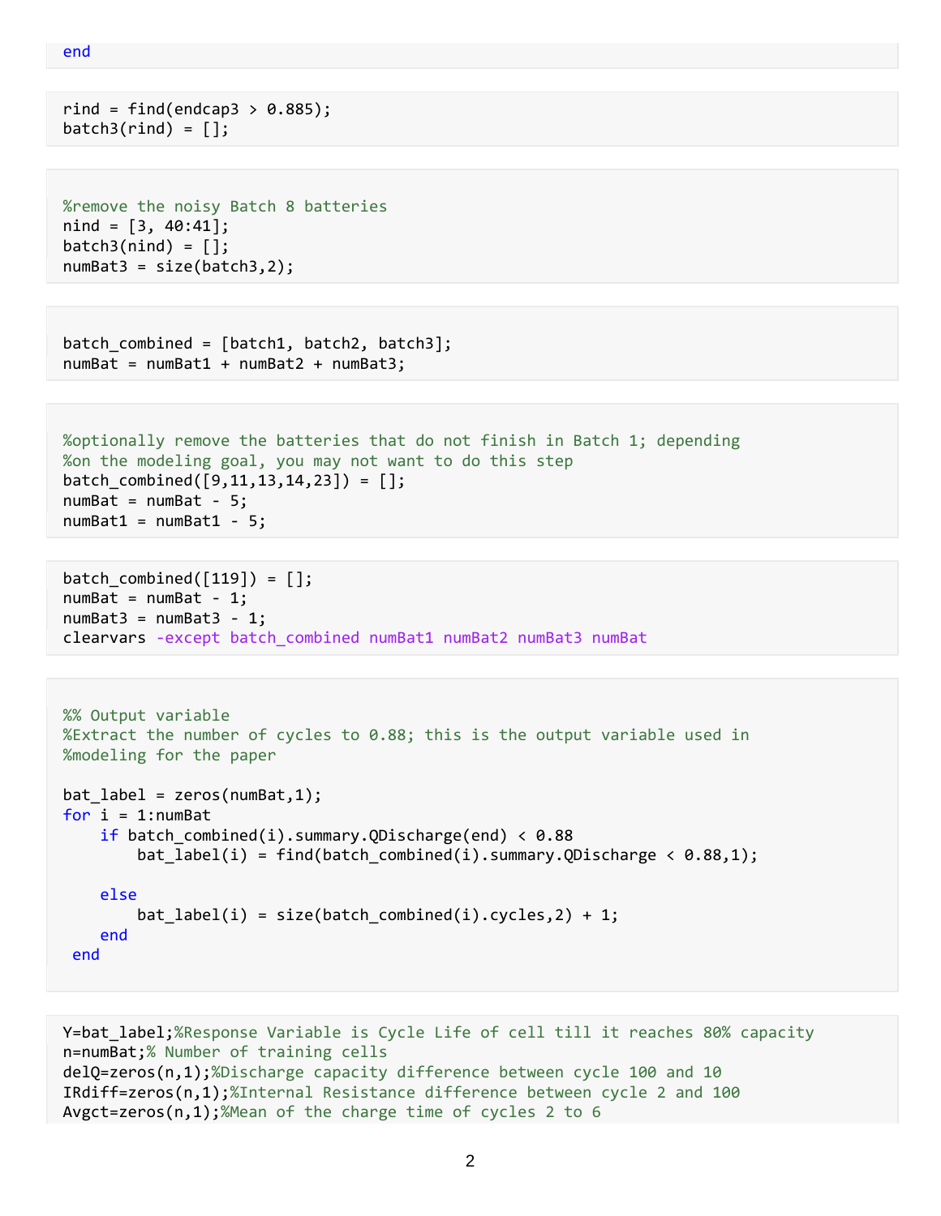```
end
```

```
rind = find(endcap3 > 0.885);
batch3(rind) = [];
```

```
%remove the noisy Batch 8 batteries
nind = [3, 40:41];
batch3(nind) = [];
numBat3 = size(batch3,2);
```

```
batch_combined = [batch1, batch2, batch3];
numBat = numBat1 + numBat2 + numBat3;
```

```
%optionally remove the batteries that do not finish in Batch 1; depending
%on the modeling goal, you may not want to do this step
batch_combined([9,11,13,14,23]) = [];
numBat = numBat - 5;
numBat1 = numBat1 - 5;
```

```
batch_combined([119]) = [];
numBat = numBat - 1;
numBat3 = numBat3 - 1;
clearvars -except batch_combined numBat1 numBat2 numBat3 numBat
```

```
%% Output variable
%Extract the number of cycles to 0.88; this is the output variable used in
%modeling for the paper

bat_label = zeros(numBat,1);
for i = 1:numBat
    if batch_combined(i).summary.QDischarge(end) < 0.88
        bat_label(i) = find(batch_combined(i).summary.QDischarge < 0.88,1);

    else
        bat_label(i) = size(batch_combined(i).cycles,2) + 1;
    end
 end
```

```
Y=bat_label;%Response Variable is Cycle Life of cell till it reaches 80% capacity
n=numBat;% Number of training cells
delQ=zeros(n,1);%Discharge capacity difference between cycle 100 and 10
IRdiff=zeros(n,1);%Internal Resistance difference between cycle 2 and 100
Avgct=zeros(n,1);%Mean of the charge time of cycles 2 to 6
```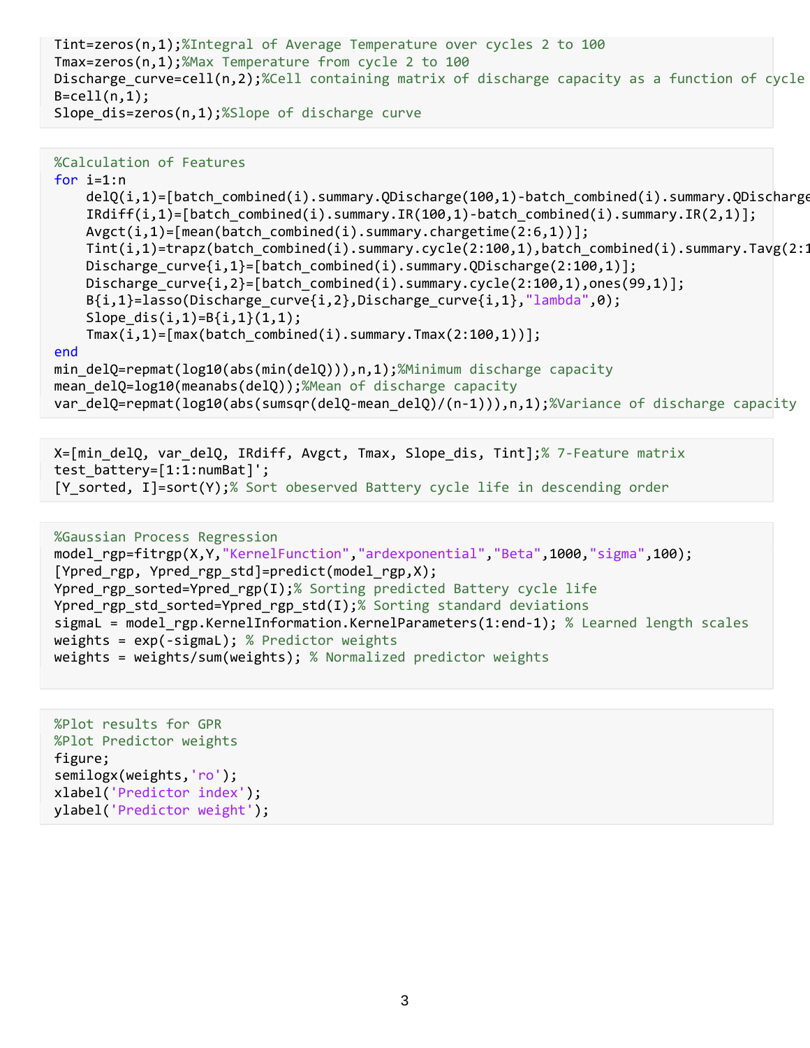```
Tint=zeros(n,1);%Integral of Average Temperature over cycles 2 to 100
Tmax=zeros(n,1);%Max Temperature from cycle 2 to 100
Discharge_curve=cell(n,2);%Cell containing matrix of discharge capacity as a function of cycle
B=cell(n,1);
Slope_dis=zeros(n,1);%Slope of discharge curve
```

```
%Calculation of Features
for i=1:n
    delQ(i,1)=[batch_combined(i).summary.QDischarge(100,1)-batch_combined(i).summary.QDischarge
    IRdiff(i,1)=[batch_combined(i).summary.IR(100,1)-batch_combined(i).summary.IR(2,1)];
    Avgct(i,1)=[mean(batch_combined(i).summary.chargetime(2:6,1))];
    Tint(i,1)=trapz(batch_combined(i).summary.cycle(2:100,1),batch_combined(i).summary.Tavg(2:1
    Discharge_curve{i,1}=[batch_combined(i).summary.QDischarge(2:100,1)];
    Discharge_curve{i,2}=[batch_combined(i).summary.cycle(2:100,1),ones(99,1)];
    B{i,1}=lasso(Discharge_curve{i,2},Discharge_curve{i,1},"lambda",0);
    Slope_dis(i,1)=B{i,1}(1,1);
    Tmax(i,1)=[max(batch_combined(i).summary.Tmax(2:100,1))];
end
min_delQ=repmat(log10(abs(min(delQ))),n,1);%Minimum discharge capacity
mean_delQ=log10(meanabs(delQ));%Mean of discharge capacity
var_delQ=repmat(log10(abs(sumsqr(delQ-mean_delQ)/(n-1))),n,1);%Variance of discharge capacity
```

```
X=[min_delQ, var_delQ, IRdiff, Avgct, Tmax, Slope_dis, Tint];% 7-Feature matrix
test_battery=[1:1:numBat]';
[Y_sorted, I]=sort(Y);% Sort obeserved Battery cycle life in descending order
```

```
%Gaussian Process Regression
model_rgp=fitrgp(X,Y,"KernelFunction","ardexponential","Beta",1000,"sigma",100);
[Ypred_rgp, Ypred_rgp_std]=predict(model_rgp,X);
Ypred_rgp_sorted=Ypred_rgp(I);% Sorting predicted Battery cycle life
Ypred_rgp_std_sorted=Ypred_rgp_std(I);% Sorting standard deviations
sigmaL = model_rgp.KernelInformation.KernelParameters(1:end-1); % Learned length scales
weights = exp(-sigmaL); % Predictor weights
weights = weights/sum(weights); % Normalized predictor weights
```

```
%Plot results for GPR
%Plot Predictor weights
figure;
semilogx(weights,'ro');
xlabel('Predictor index');
ylabel('Predictor weight');
```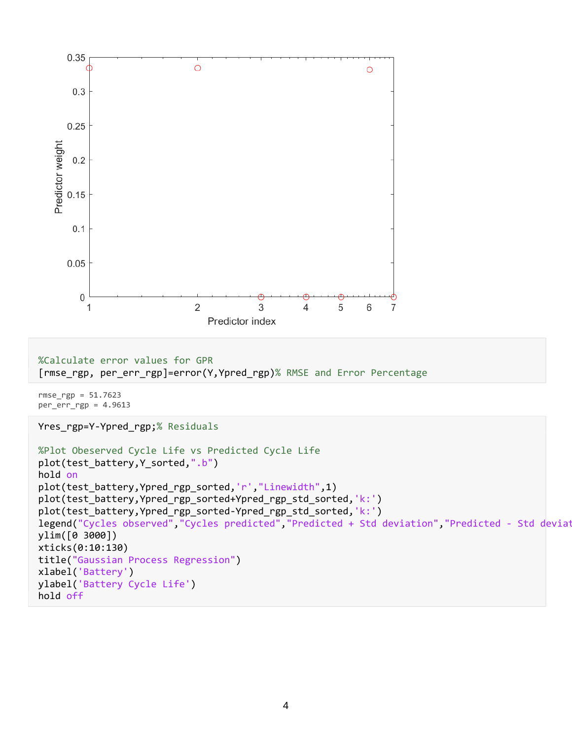```
%Calculate error values for GPR
[rmse_rgp, per_err_rgp]=error(Y,Ypred_rgp)% RMSE and Error Percentage
```

```
rmse_rgp = 51.7623
per_err_rgp = 4.9613
```

```
Yres_rgp=Y-Ypred_rgp;% Residuals

%Plot Obeserved Cycle Life vs Predicted Cycle Life
plot(test_battery,Y_sorted,".b")
hold on
plot(test_battery,Ypred_rgp_sorted,'r',"Linewidth",1)
plot(test_battery,Ypred_rgp_sorted+Ypred_rgp_std_sorted,'k:')
plot(test_battery,Ypred_rgp_sorted-Ypred_rgp_std_sorted,'k:')
legend("Cycles observed","Cycles predicted","Predicted + Std deviation","Predicted - Std deviat
ylim([0 3000])
xticks(0:10:130)
title("Gaussian Process Regression")
xlabel('Battery')
ylabel('Battery Cycle Life')
hold off
```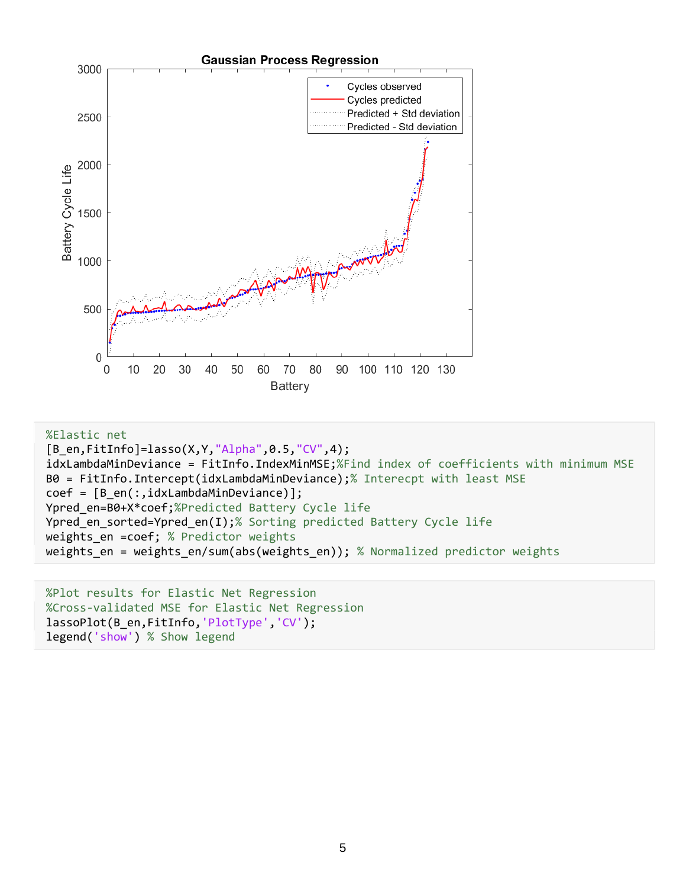```
%Elastic net
[B_en,FitInfo]=lasso(X,Y,"Alpha",0.5,"CV",4);
idxLambdaMinDeviance = FitInfo.IndexMinMSE;%Find index of coefficients with minimum MSE
B0 = FitInfo.Intercept(idxLambdaMinDeviance);% Interecpt with least MSE
coef = [B_en(:,idxLambdaMinDeviance)];
Ypred_en=B0+X*coef;%Predicted Battery Cycle life
Ypred_en_sorted=Ypred_en(I);% Sorting predicted Battery Cycle life
weights_en =coef; % Predictor weights
weights_en = weights_en/sum(abs(weights_en)); % Normalized predictor weights
```

```
%Plot results for Elastic Net Regression
%Cross-validated MSE for Elastic Net Regression
lassoPlot(B_en,FitInfo,'PlotType','CV');
legend('show') % Show legend
```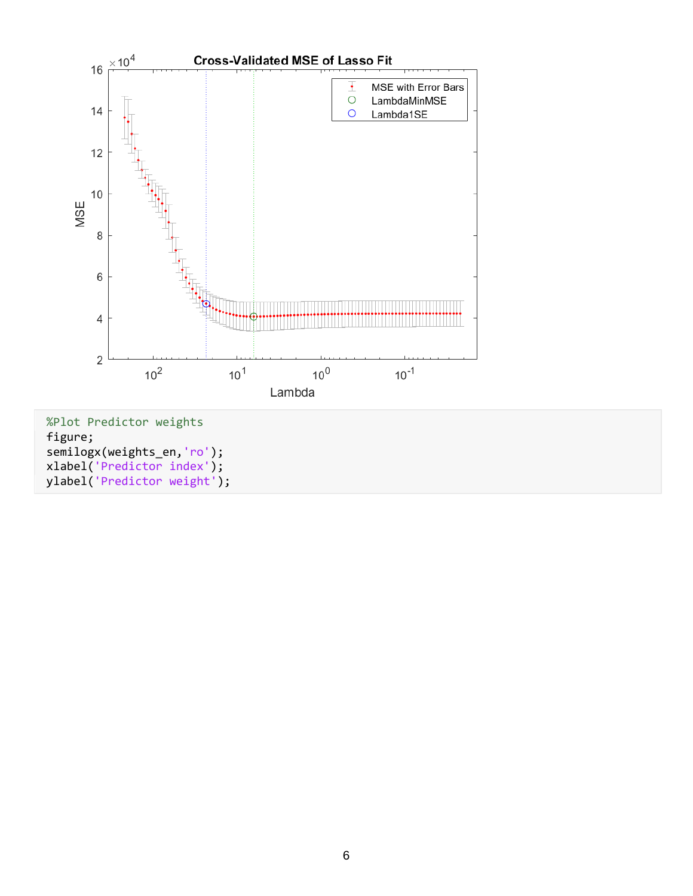```
%Plot Predictor weights
figure;
semilogx(weights_en,'ro');
xlabel('Predictor index');
ylabel('Predictor weight');
```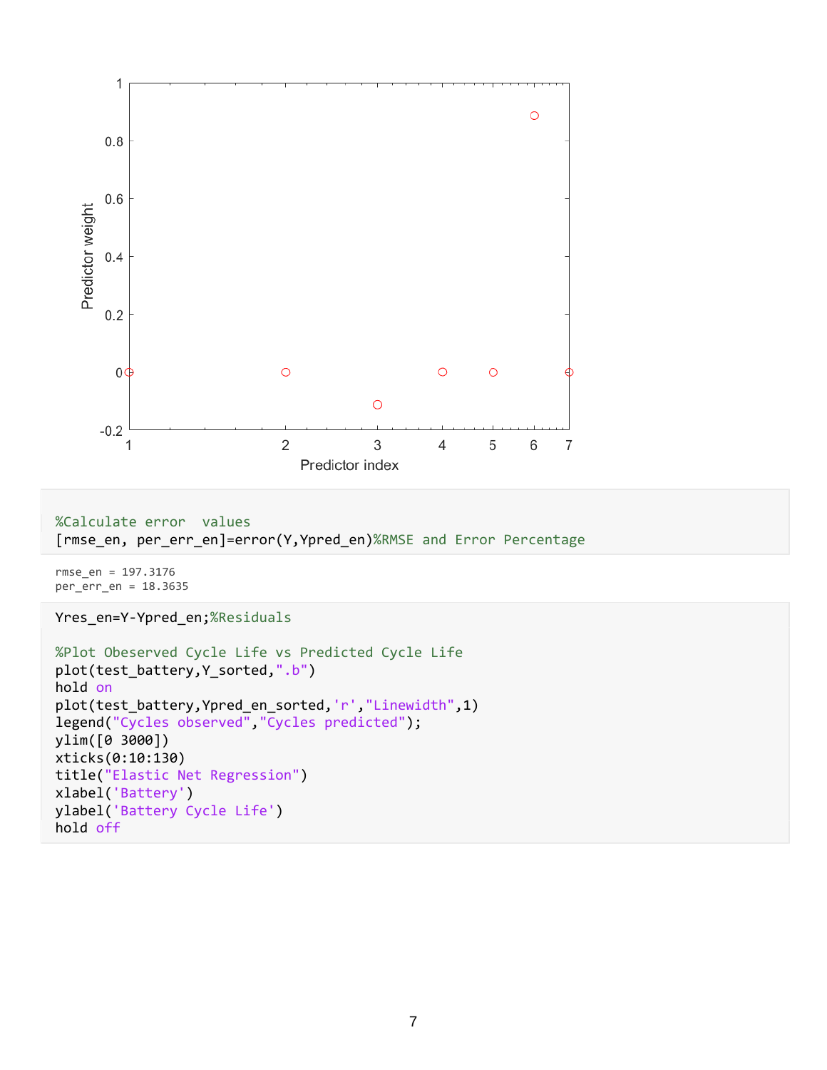```
%Calculate error  values
[rmse_en, per_err_en]=error(Y,Ypred_en)%RMSE and Error Percentage
```

```
rmse_en = 197.3176
per_err_en = 18.3635
```

```
Yres_en=Y-Ypred_en;%Residuals

%Plot Obeserved Cycle Life vs Predicted Cycle Life
plot(test_battery,Y_sorted,".b")
hold on
plot(test_battery,Ypred_en_sorted,'r',"Linewidth",1)
legend("Cycles observed","Cycles predicted");
ylim([0 3000])
xticks(0:10:130)
title("Elastic Net Regression")
xlabel('Battery')
ylabel('Battery Cycle Life')
hold off
```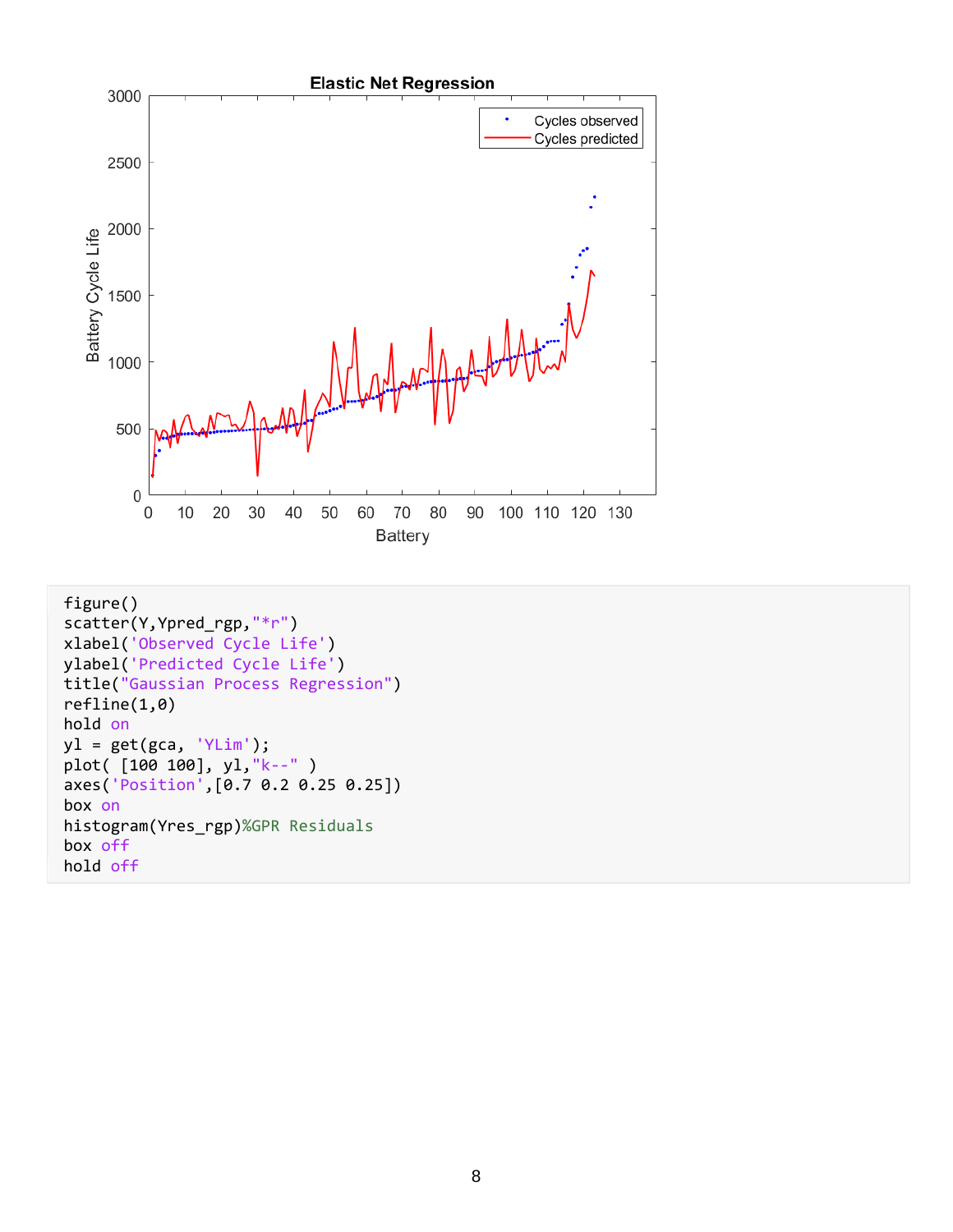```
figure()
scatter(Y,Ypred_rgp,"*r")
xlabel('Observed Cycle Life')
ylabel('Predicted Cycle Life')
title("Gaussian Process Regression")
refline(1,0)
hold on
yl = get(gca, 'YLim');
plot( [100 100], yl,"k--" )
axes('Position',[0.7 0.2 0.25 0.25])
box on
histogram(Yres_rgp)%GPR Residuals
box off
hold off
```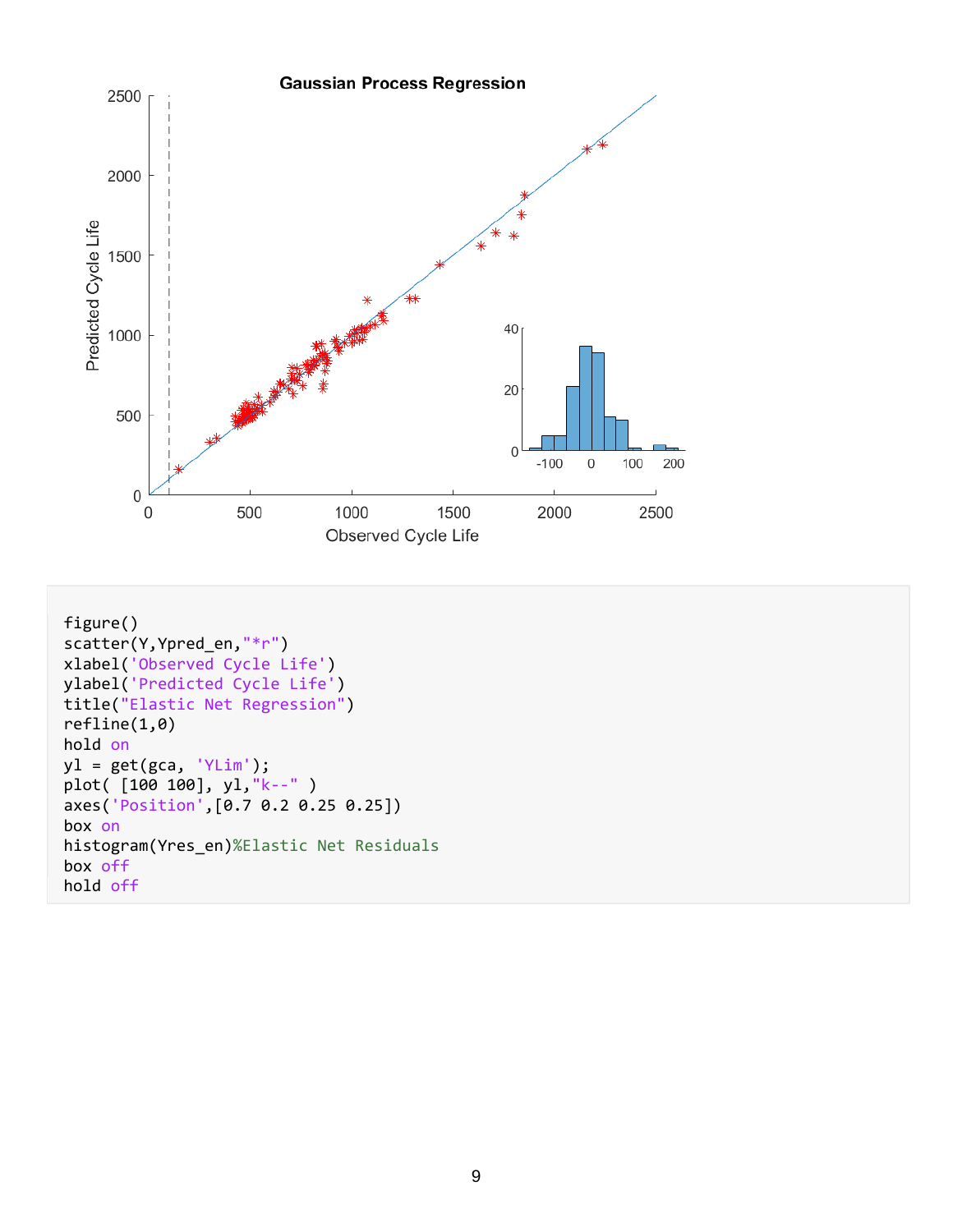```
figure()
scatter(Y,Ypred_en,"*r")
xlabel('Observed Cycle Life')
ylabel('Predicted Cycle Life')
title("Elastic Net Regression")
refline(1,0)
hold on
yl = get(gca, 'YLim');
plot( [100 100], yl,"k--" )
axes('Position',[0.7 0.2 0.25 0.25])
box on
histogram(Yres_en)%Elastic Net Residuals
box off
hold off
```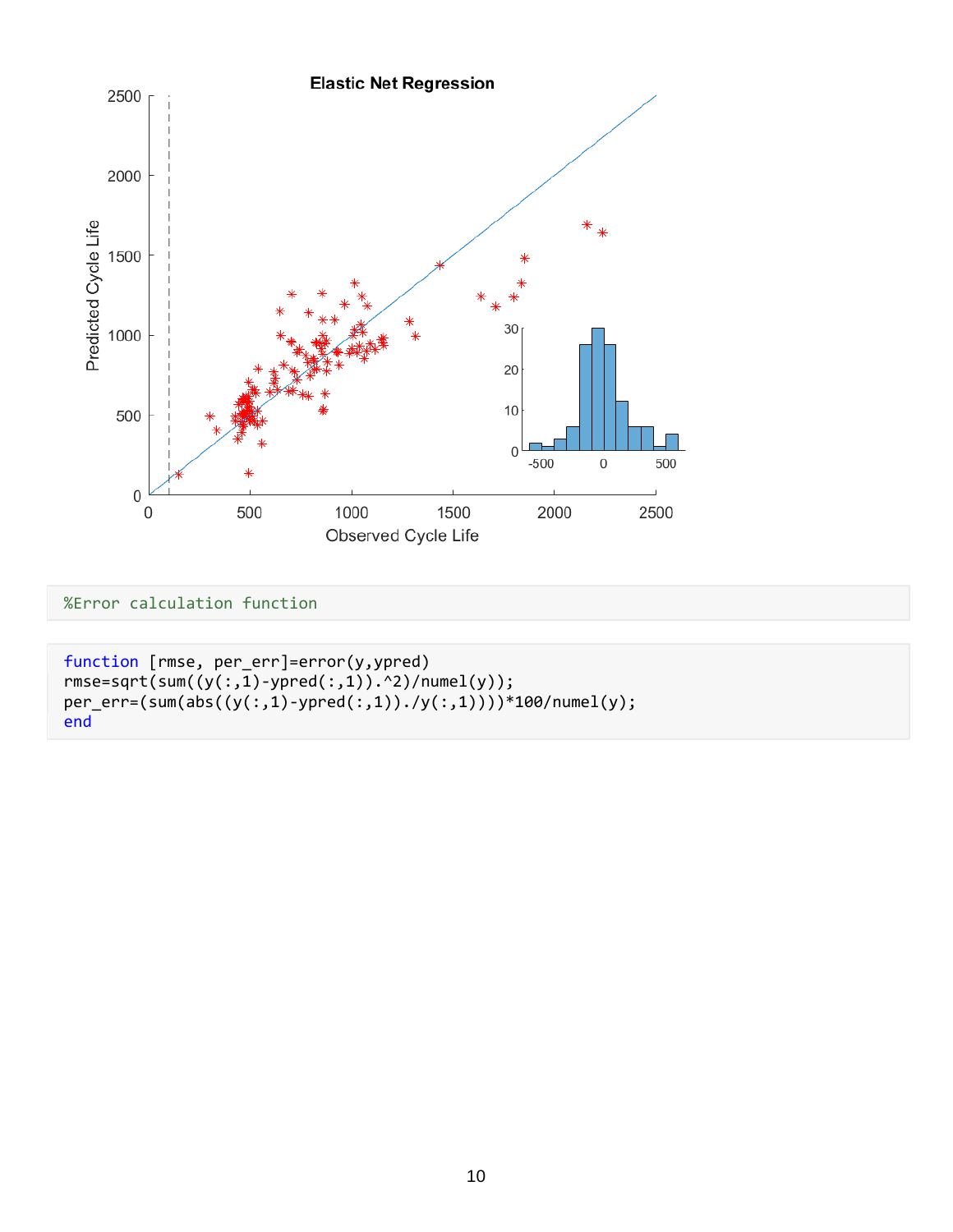Elastic Net Regression

Predicted Cycle Life

Observed Cycle Life

0
500
1000
1500
2000
2500

0
500
1000
1500
2000
2500

30
20
10
0

-500
0
500

```
%Error calculation function
```

```
function [rmse, per_err]=error(y,ypred)
rmse=sqrt(sum((y(:,1)-ypred(:,1)).^2)/numel(y));
per_err=(sum(abs((y(:,1)-ypred(:,1))./y(:,1))))*100/numel(y);
end
```